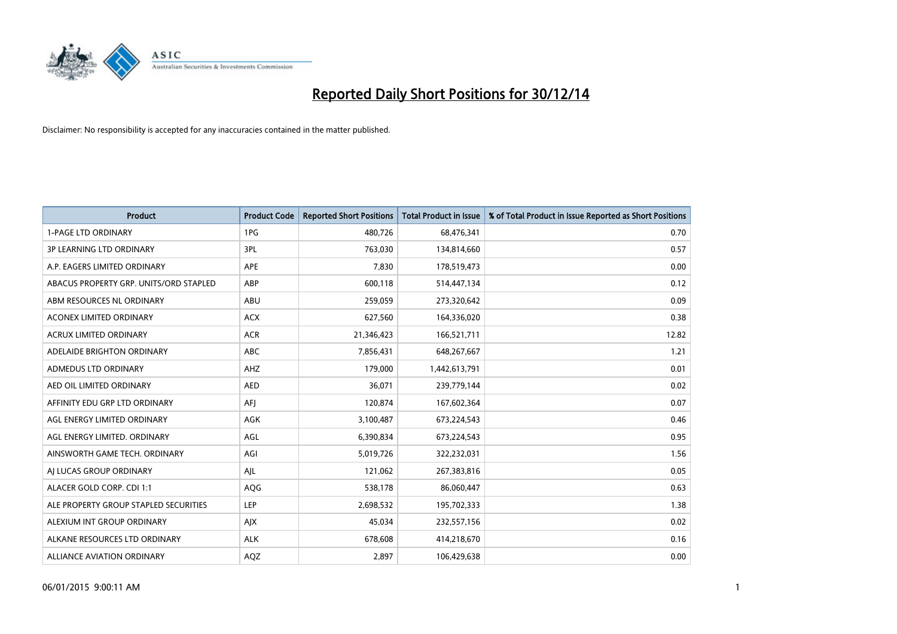# Reported Daily Short Positions for 30/12/14

Disclaimer: No responsibility is accepted for any inaccuracies contained in the matter published.

| Product | Product Code | Reported Short Positions | Total Product in Issue | % of Total Product in Issue Reported as Short Positions |
|---|---|---|---|---|
| 1-PAGE LTD ORDINARY | 1PG | 480,726 | 68,476,341 | 0.70 |
| 3P LEARNING LTD ORDINARY | 3PL | 763,030 | 134,814,660 | 0.57 |
| A.P. EAGERS LIMITED ORDINARY | APE | 7,830 | 178,519,473 | 0.00 |
| ABACUS PROPERTY GRP. UNITS/ORD STAPLED | ABP | 600,118 | 514,447,134 | 0.12 |
| ABM RESOURCES NL ORDINARY | ABU | 259,059 | 273,320,642 | 0.09 |
| ACONEX LIMITED ORDINARY | ACX | 627,560 | 164,336,020 | 0.38 |
| ACRUX LIMITED ORDINARY | ACR | 21,346,423 | 166,521,711 | 12.82 |
| ADELAIDE BRIGHTON ORDINARY | ABC | 7,856,431 | 648,267,667 | 1.21 |
| ADMEDUS LTD ORDINARY | AHZ | 179,000 | 1,442,613,791 | 0.01 |
| AED OIL LIMITED ORDINARY | AED | 36,071 | 239,779,144 | 0.02 |
| AFFINITY EDU GRP LTD ORDINARY | AFJ | 120,874 | 167,602,364 | 0.07 |
| AGL ENERGY LIMITED ORDINARY | AGK | 3,100,487 | 673,224,543 | 0.46 |
| AGL ENERGY LIMITED. ORDINARY | AGL | 6,390,834 | 673,224,543 | 0.95 |
| AINSWORTH GAME TECH. ORDINARY | AGI | 5,019,726 | 322,232,031 | 1.56 |
| AJ LUCAS GROUP ORDINARY | AJL | 121,062 | 267,383,816 | 0.05 |
| ALACER GOLD CORP. CDI 1:1 | AQG | 538,178 | 86,060,447 | 0.63 |
| ALE PROPERTY GROUP STAPLED SECURITIES | LEP | 2,698,532 | 195,702,333 | 1.38 |
| ALEXIUM INT GROUP ORDINARY | AJX | 45,034 | 232,557,156 | 0.02 |
| ALKANE RESOURCES LTD ORDINARY | ALK | 678,608 | 414,218,670 | 0.16 |
| ALLIANCE AVIATION ORDINARY | AQZ | 2,897 | 106,429,638 | 0.00 |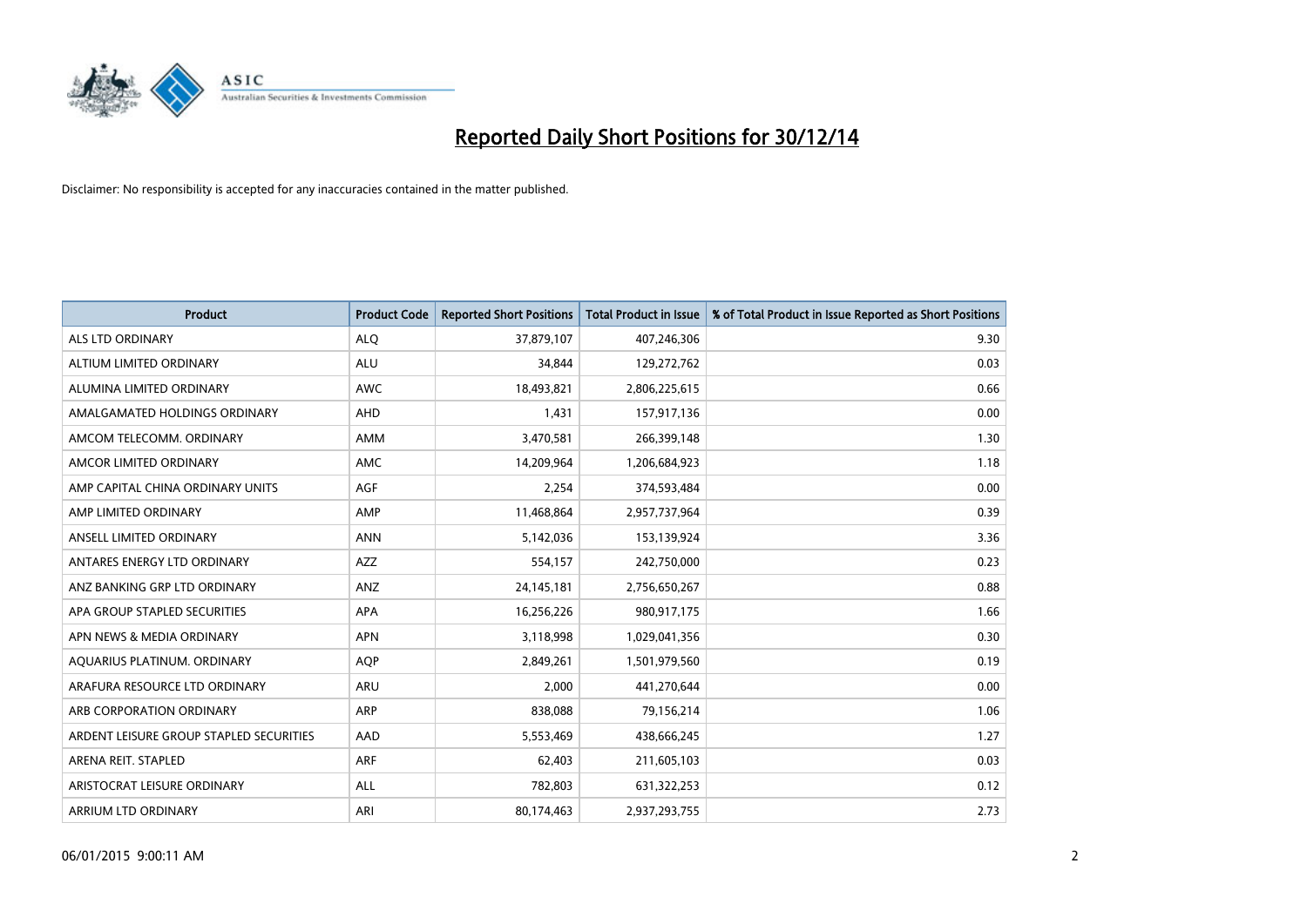# Reported Daily Short Positions for 30/12/14

Disclaimer: No responsibility is accepted for any inaccuracies contained in the matter published.

| Product | Product Code | Reported Short Positions | Total Product in Issue | % of Total Product in Issue Reported as Short Positions |
|---|---|---|---|---|
| ALS LTD ORDINARY | ALQ | 37,879,107 | 407,246,306 | 9.30 |
| ALTIUM LIMITED ORDINARY | ALU | 34,844 | 129,272,762 | 0.03 |
| ALUMINA LIMITED ORDINARY | AWC | 18,493,821 | 2,806,225,615 | 0.66 |
| AMALGAMATED HOLDINGS ORDINARY | AHD | 1,431 | 157,917,136 | 0.00 |
| AMCOM TELECOMM. ORDINARY | AMM | 3,470,581 | 266,399,148 | 1.30 |
| AMCOR LIMITED ORDINARY | AMC | 14,209,964 | 1,206,684,923 | 1.18 |
| AMP CAPITAL CHINA ORDINARY UNITS | AGF | 2,254 | 374,593,484 | 0.00 |
| AMP LIMITED ORDINARY | AMP | 11,468,864 | 2,957,737,964 | 0.39 |
| ANSELL LIMITED ORDINARY | ANN | 5,142,036 | 153,139,924 | 3.36 |
| ANTARES ENERGY LTD ORDINARY | AZZ | 554,157 | 242,750,000 | 0.23 |
| ANZ BANKING GRP LTD ORDINARY | ANZ | 24,145,181 | 2,756,650,267 | 0.88 |
| APA GROUP STAPLED SECURITIES | APA | 16,256,226 | 980,917,175 | 1.66 |
| APN NEWS & MEDIA ORDINARY | APN | 3,118,998 | 1,029,041,356 | 0.30 |
| AQUARIUS PLATINUM. ORDINARY | AQP | 2,849,261 | 1,501,979,560 | 0.19 |
| ARAFURA RESOURCE LTD ORDINARY | ARU | 2,000 | 441,270,644 | 0.00 |
| ARB CORPORATION ORDINARY | ARP | 838,088 | 79,156,214 | 1.06 |
| ARDENT LEISURE GROUP STAPLED SECURITIES | AAD | 5,553,469 | 438,666,245 | 1.27 |
| ARENA REIT. STAPLED | ARF | 62,403 | 211,605,103 | 0.03 |
| ARISTOCRAT LEISURE ORDINARY | ALL | 782,803 | 631,322,253 | 0.12 |
| ARRIUM LTD ORDINARY | ARI | 80,174,463 | 2,937,293,755 | 2.73 |

06/01/2015 9:00:11 AM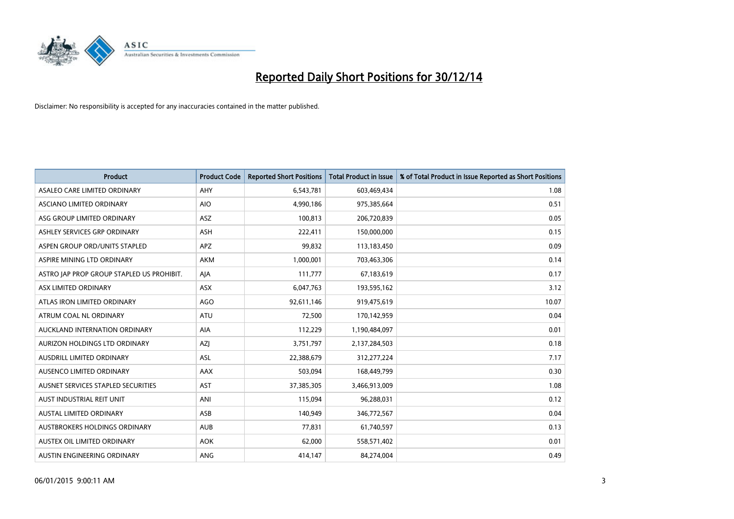# Reported Daily Short Positions for 30/12/14

Disclaimer: No responsibility is accepted for any inaccuracies contained in the matter published.

| Product | Product Code | Reported Short Positions | Total Product in Issue | % of Total Product in Issue Reported as Short Positions |
|---|---|---|---|---|
| ASALEO CARE LIMITED ORDINARY | AHY | 6,543,781 | 603,469,434 | 1.08 |
| ASCIANO LIMITED ORDINARY | AIO | 4,990,186 | 975,385,664 | 0.51 |
| ASG GROUP LIMITED ORDINARY | ASZ | 100,813 | 206,720,839 | 0.05 |
| ASHLEY SERVICES GRP ORDINARY | ASH | 222,411 | 150,000,000 | 0.15 |
| ASPEN GROUP ORD/UNITS STAPLED | APZ | 99,832 | 113,183,450 | 0.09 |
| ASPIRE MINING LTD ORDINARY | AKM | 1,000,001 | 703,463,306 | 0.14 |
| ASTRO JAP PROP GROUP STAPLED US PROHIBIT. | AJA | 111,777 | 67,183,619 | 0.17 |
| ASX LIMITED ORDINARY | ASX | 6,047,763 | 193,595,162 | 3.12 |
| ATLAS IRON LIMITED ORDINARY | AGO | 92,611,146 | 919,475,619 | 10.07 |
| ATRUM COAL NL ORDINARY | ATU | 72,500 | 170,142,959 | 0.04 |
| AUCKLAND INTERNATION ORDINARY | AIA | 112,229 | 1,190,484,097 | 0.01 |
| AURIZON HOLDINGS LTD ORDINARY | AZJ | 3,751,797 | 2,137,284,503 | 0.18 |
| AUSDRILL LIMITED ORDINARY | ASL | 22,388,679 | 312,277,224 | 7.17 |
| AUSENCO LIMITED ORDINARY | AAX | 503,094 | 168,449,799 | 0.30 |
| AUSNET SERVICES STAPLED SECURITIES | AST | 37,385,305 | 3,466,913,009 | 1.08 |
| AUST INDUSTRIAL REIT UNIT | ANI | 115,094 | 96,288,031 | 0.12 |
| AUSTAL LIMITED ORDINARY | ASB | 140,949 | 346,772,567 | 0.04 |
| AUSTBROKERS HOLDINGS ORDINARY | AUB | 77,831 | 61,740,597 | 0.13 |
| AUSTEX OIL LIMITED ORDINARY | AOK | 62,000 | 558,571,402 | 0.01 |
| AUSTIN ENGINEERING ORDINARY | ANG | 414,147 | 84,274,004 | 0.49 |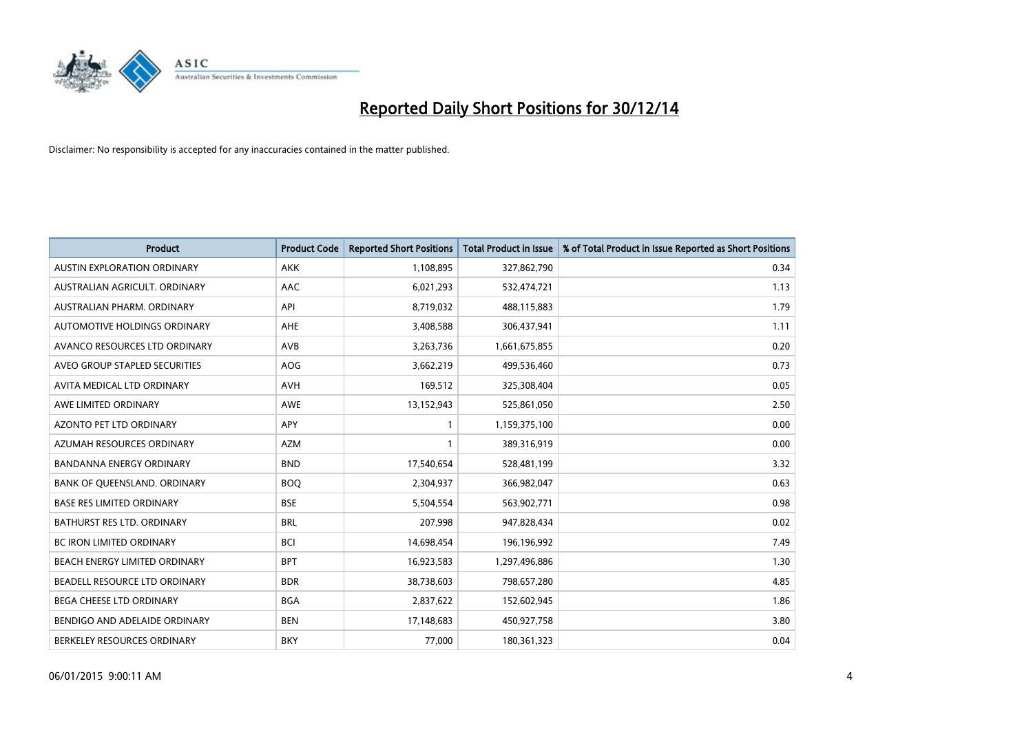# Reported Daily Short Positions for 30/12/14

Disclaimer: No responsibility is accepted for any inaccuracies contained in the matter published.

| Product | Product Code | Reported Short Positions | Total Product in Issue | % of Total Product in Issue Reported as Short Positions |
|---|---|---|---|---|
| AUSTIN EXPLORATION ORDINARY | AKK | 1,108,895 | 327,862,790 | 0.34 |
| AUSTRALIAN AGRICULT. ORDINARY | AAC | 6,021,293 | 532,474,721 | 1.13 |
| AUSTRALIAN PHARM. ORDINARY | API | 8,719,032 | 488,115,883 | 1.79 |
| AUTOMOTIVE HOLDINGS ORDINARY | AHE | 3,408,588 | 306,437,941 | 1.11 |
| AVANCO RESOURCES LTD ORDINARY | AVB | 3,263,736 | 1,661,675,855 | 0.20 |
| AVEO GROUP STAPLED SECURITIES | AOG | 3,662,219 | 499,536,460 | 0.73 |
| AVITA MEDICAL LTD ORDINARY | AVH | 169,512 | 325,308,404 | 0.05 |
| AWE LIMITED ORDINARY | AWE | 13,152,943 | 525,861,050 | 2.50 |
| AZONTO PET LTD ORDINARY | APY | 1 | 1,159,375,100 | 0.00 |
| AZUMAH RESOURCES ORDINARY | AZM | 1 | 389,316,919 | 0.00 |
| BANDANNA ENERGY ORDINARY | BND | 17,540,654 | 528,481,199 | 3.32 |
| BANK OF QUEENSLAND. ORDINARY | BOQ | 2,304,937 | 366,982,047 | 0.63 |
| BASE RES LIMITED ORDINARY | BSE | 5,504,554 | 563,902,771 | 0.98 |
| BATHURST RES LTD. ORDINARY | BRL | 207,998 | 947,828,434 | 0.02 |
| BC IRON LIMITED ORDINARY | BCI | 14,698,454 | 196,196,992 | 7.49 |
| BEACH ENERGY LIMITED ORDINARY | BPT | 16,923,583 | 1,297,496,886 | 1.30 |
| BEADELL RESOURCE LTD ORDINARY | BDR | 38,738,603 | 798,657,280 | 4.85 |
| BEGA CHEESE LTD ORDINARY | BGA | 2,837,622 | 152,602,945 | 1.86 |
| BENDIGO AND ADELAIDE ORDINARY | BEN | 17,148,683 | 450,927,758 | 3.80 |
| BERKELEY RESOURCES ORDINARY | BKY | 77,000 | 180,361,323 | 0.04 |

06/01/2015 9:00:11 AM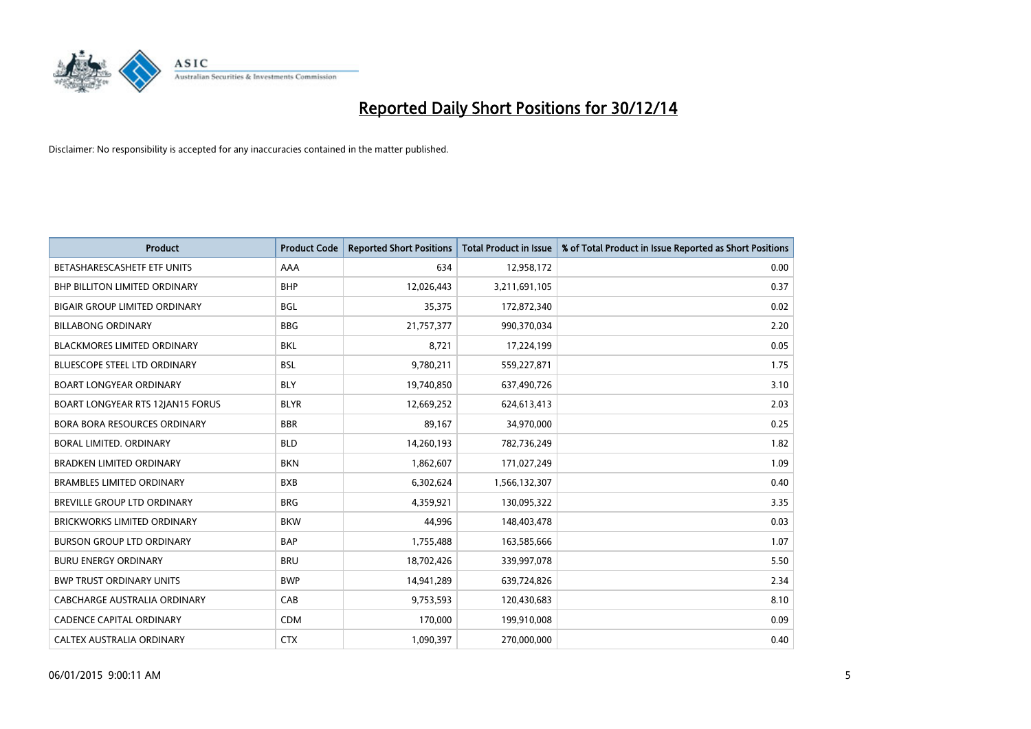# Reported Daily Short Positions for 30/12/14

Disclaimer: No responsibility is accepted for any inaccuracies contained in the matter published.

| Product | Product Code | Reported Short Positions | Total Product in Issue | % of Total Product in Issue Reported as Short Positions |
|---|---|---|---|---|
| BETASHARESCASHETF ETF UNITS | AAA | 634 | 12,958,172 | 0.00 |
| BHP BILLITON LIMITED ORDINARY | BHP | 12,026,443 | 3,211,691,105 | 0.37 |
| BIGAIR GROUP LIMITED ORDINARY | BGL | 35,375 | 172,872,340 | 0.02 |
| BILLABONG ORDINARY | BBG | 21,757,377 | 990,370,034 | 2.20 |
| BLACKMORES LIMITED ORDINARY | BKL | 8,721 | 17,224,199 | 0.05 |
| BLUESCOPE STEEL LTD ORDINARY | BSL | 9,780,211 | 559,227,871 | 1.75 |
| BOART LONGYEAR ORDINARY | BLY | 19,740,850 | 637,490,726 | 3.10 |
| BOART LONGYEAR RTS 12JAN15 FORUS | BLYR | 12,669,252 | 624,613,413 | 2.03 |
| BORA BORA RESOURCES ORDINARY | BBR | 89,167 | 34,970,000 | 0.25 |
| BORAL LIMITED. ORDINARY | BLD | 14,260,193 | 782,736,249 | 1.82 |
| BRADKEN LIMITED ORDINARY | BKN | 1,862,607 | 171,027,249 | 1.09 |
| BRAMBLES LIMITED ORDINARY | BXB | 6,302,624 | 1,566,132,307 | 0.40 |
| BREVILLE GROUP LTD ORDINARY | BRG | 4,359,921 | 130,095,322 | 3.35 |
| BRICKWORKS LIMITED ORDINARY | BKW | 44,996 | 148,403,478 | 0.03 |
| BURSON GROUP LTD ORDINARY | BAP | 1,755,488 | 163,585,666 | 1.07 |
| BURU ENERGY ORDINARY | BRU | 18,702,426 | 339,997,078 | 5.50 |
| BWP TRUST ORDINARY UNITS | BWP | 14,941,289 | 639,724,826 | 2.34 |
| CABCHARGE AUSTRALIA ORDINARY | CAB | 9,753,593 | 120,430,683 | 8.10 |
| CADENCE CAPITAL ORDINARY | CDM | 170,000 | 199,910,008 | 0.09 |
| CALTEX AUSTRALIA ORDINARY | CTX | 1,090,397 | 270,000,000 | 0.40 |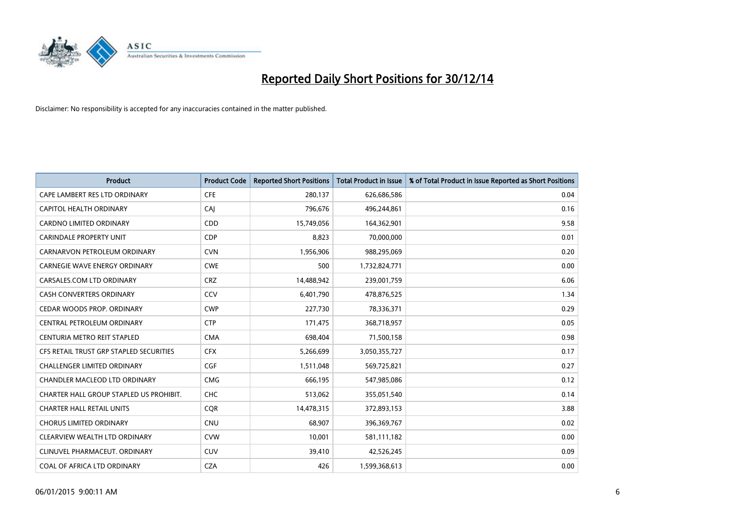# Reported Daily Short Positions for 30/12/14

Disclaimer: No responsibility is accepted for any inaccuracies contained in the matter published.

| Product | Product Code | Reported Short Positions | Total Product in Issue | % of Total Product in Issue Reported as Short Positions |
|---|---|---|---|---|
| CAPE LAMBERT RES LTD ORDINARY | CFE | 280,137 | 626,686,586 | 0.04 |
| CAPITOL HEALTH ORDINARY | CAJ | 796,676 | 496,244,861 | 0.16 |
| CARDNO LIMITED ORDINARY | CDD | 15,749,056 | 164,362,901 | 9.58 |
| CARINDALE PROPERTY UNIT | CDP | 8,823 | 70,000,000 | 0.01 |
| CARNARVON PETROLEUM ORDINARY | CVN | 1,956,906 | 988,295,069 | 0.20 |
| CARNEGIE WAVE ENERGY ORDINARY | CWE | 500 | 1,732,824,771 | 0.00 |
| CARSALES.COM LTD ORDINARY | CRZ | 14,488,942 | 239,001,759 | 6.06 |
| CASH CONVERTERS ORDINARY | CCV | 6,401,790 | 478,876,525 | 1.34 |
| CEDAR WOODS PROP. ORDINARY | CWP | 227,730 | 78,336,371 | 0.29 |
| CENTRAL PETROLEUM ORDINARY | CTP | 171,475 | 368,718,957 | 0.05 |
| CENTURIA METRO REIT STAPLED | CMA | 698,404 | 71,500,158 | 0.98 |
| CFS RETAIL TRUST GRP STAPLED SECURITIES | CFX | 5,266,699 | 3,050,355,727 | 0.17 |
| CHALLENGER LIMITED ORDINARY | CGF | 1,511,048 | 569,725,821 | 0.27 |
| CHANDLER MACLEOD LTD ORDINARY | CMG | 666,195 | 547,985,086 | 0.12 |
| CHARTER HALL GROUP STAPLED US PROHIBIT. | CHC | 513,062 | 355,051,540 | 0.14 |
| CHARTER HALL RETAIL UNITS | CQR | 14,478,315 | 372,893,153 | 3.88 |
| CHORUS LIMITED ORDINARY | CNU | 68,907 | 396,369,767 | 0.02 |
| CLEARVIEW WEALTH LTD ORDINARY | CVW | 10,001 | 581,111,182 | 0.00 |
| CLINUVEL PHARMACEUT. ORDINARY | CUV | 39,410 | 42,526,245 | 0.09 |
| COAL OF AFRICA LTD ORDINARY | CZA | 426 | 1,599,368,613 | 0.00 |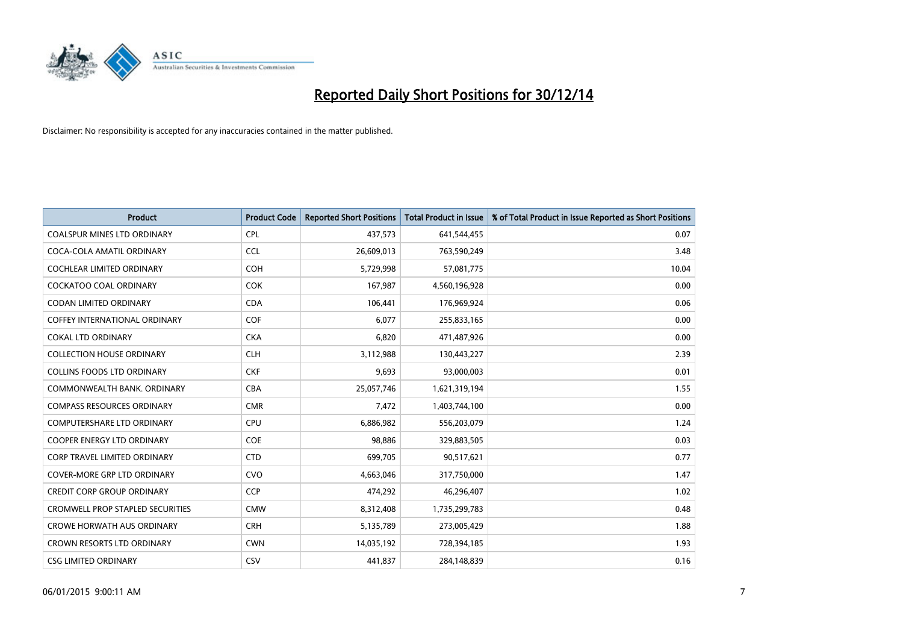# Reported Daily Short Positions for 30/12/14

Disclaimer: No responsibility is accepted for any inaccuracies contained in the matter published.

| Product | Product Code | Reported Short Positions | Total Product in Issue | % of Total Product in Issue Reported as Short Positions |
|---|---|---|---|---|
| COALSPUR MINES LTD ORDINARY | CPL | 437,573 | 641,544,455 | 0.07 |
| COCA-COLA AMATIL ORDINARY | CCL | 26,609,013 | 763,590,249 | 3.48 |
| COCHLEAR LIMITED ORDINARY | COH | 5,729,998 | 57,081,775 | 10.04 |
| COCKATOO COAL ORDINARY | COK | 167,987 | 4,560,196,928 | 0.00 |
| CODAN LIMITED ORDINARY | CDA | 106,441 | 176,969,924 | 0.06 |
| COFFEY INTERNATIONAL ORDINARY | COF | 6,077 | 255,833,165 | 0.00 |
| COKAL LTD ORDINARY | CKA | 6,820 | 471,487,926 | 0.00 |
| COLLECTION HOUSE ORDINARY | CLH | 3,112,988 | 130,443,227 | 2.39 |
| COLLINS FOODS LTD ORDINARY | CKF | 9,693 | 93,000,003 | 0.01 |
| COMMONWEALTH BANK. ORDINARY | CBA | 25,057,746 | 1,621,319,194 | 1.55 |
| COMPASS RESOURCES ORDINARY | CMR | 7,472 | 1,403,744,100 | 0.00 |
| COMPUTERSHARE LTD ORDINARY | CPU | 6,886,982 | 556,203,079 | 1.24 |
| COOPER ENERGY LTD ORDINARY | COE | 98,886 | 329,883,505 | 0.03 |
| CORP TRAVEL LIMITED ORDINARY | CTD | 699,705 | 90,517,621 | 0.77 |
| COVER-MORE GRP LTD ORDINARY | CVO | 4,663,046 | 317,750,000 | 1.47 |
| CREDIT CORP GROUP ORDINARY | CCP | 474,292 | 46,296,407 | 1.02 |
| CROMWELL PROP STAPLED SECURITIES | CMW | 8,312,408 | 1,735,299,783 | 0.48 |
| CROWE HORWATH AUS ORDINARY | CRH | 5,135,789 | 273,005,429 | 1.88 |
| CROWN RESORTS LTD ORDINARY | CWN | 14,035,192 | 728,394,185 | 1.93 |
| CSG LIMITED ORDINARY | CSV | 441,837 | 284,148,839 | 0.16 |

06/01/2015 9:00:11 AM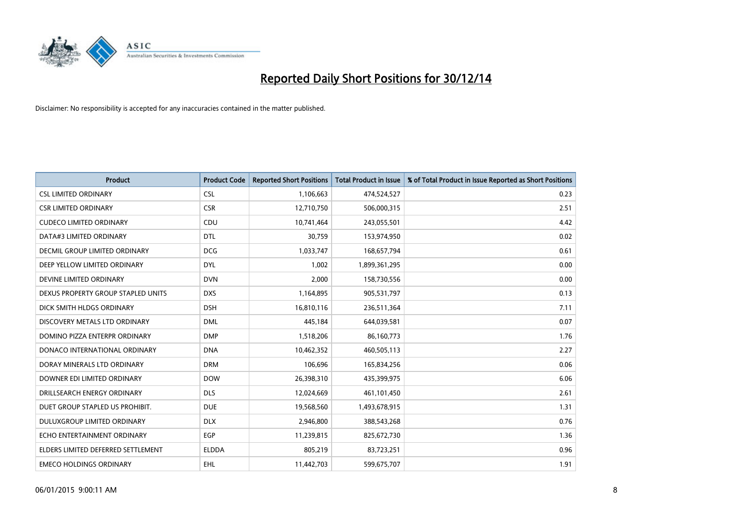# Reported Daily Short Positions for 30/12/14

Disclaimer: No responsibility is accepted for any inaccuracies contained in the matter published.

| Product | Product Code | Reported Short Positions | Total Product in Issue | % of Total Product in Issue Reported as Short Positions |
|---|---|---|---|---|
| CSL LIMITED ORDINARY | CSL | 1,106,663 | 474,524,527 | 0.23 |
| CSR LIMITED ORDINARY | CSR | 12,710,750 | 506,000,315 | 2.51 |
| CUDECO LIMITED ORDINARY | CDU | 10,741,464 | 243,055,501 | 4.42 |
| DATA#3 LIMITED ORDINARY | DTL | 30,759 | 153,974,950 | 0.02 |
| DECMIL GROUP LIMITED ORDINARY | DCG | 1,033,747 | 168,657,794 | 0.61 |
| DEEP YELLOW LIMITED ORDINARY | DYL | 1,002 | 1,899,361,295 | 0.00 |
| DEVINE LIMITED ORDINARY | DVN | 2,000 | 158,730,556 | 0.00 |
| DEXUS PROPERTY GROUP STAPLED UNITS | DXS | 1,164,895 | 905,531,797 | 0.13 |
| DICK SMITH HLDGS ORDINARY | DSH | 16,810,116 | 236,511,364 | 7.11 |
| DISCOVERY METALS LTD ORDINARY | DML | 445,184 | 644,039,581 | 0.07 |
| DOMINO PIZZA ENTERPR ORDINARY | DMP | 1,518,206 | 86,160,773 | 1.76 |
| DONACO INTERNATIONAL ORDINARY | DNA | 10,462,352 | 460,505,113 | 2.27 |
| DORAY MINERALS LTD ORDINARY | DRM | 106,696 | 165,834,256 | 0.06 |
| DOWNER EDI LIMITED ORDINARY | DOW | 26,398,310 | 435,399,975 | 6.06 |
| DRILLSEARCH ENERGY ORDINARY | DLS | 12,024,669 | 461,101,450 | 2.61 |
| DUET GROUP STAPLED US PROHIBIT. | DUE | 19,568,560 | 1,493,678,915 | 1.31 |
| DULUXGROUP LIMITED ORDINARY | DLX | 2,946,800 | 388,543,268 | 0.76 |
| ECHO ENTERTAINMENT ORDINARY | EGP | 11,239,815 | 825,672,730 | 1.36 |
| ELDERS LIMITED DEFERRED SETTLEMENT | ELDDA | 805,219 | 83,723,251 | 0.96 |
| EMECO HOLDINGS ORDINARY | EHL | 11,442,703 | 599,675,707 | 1.91 |

06/01/2015 9:00:11 AM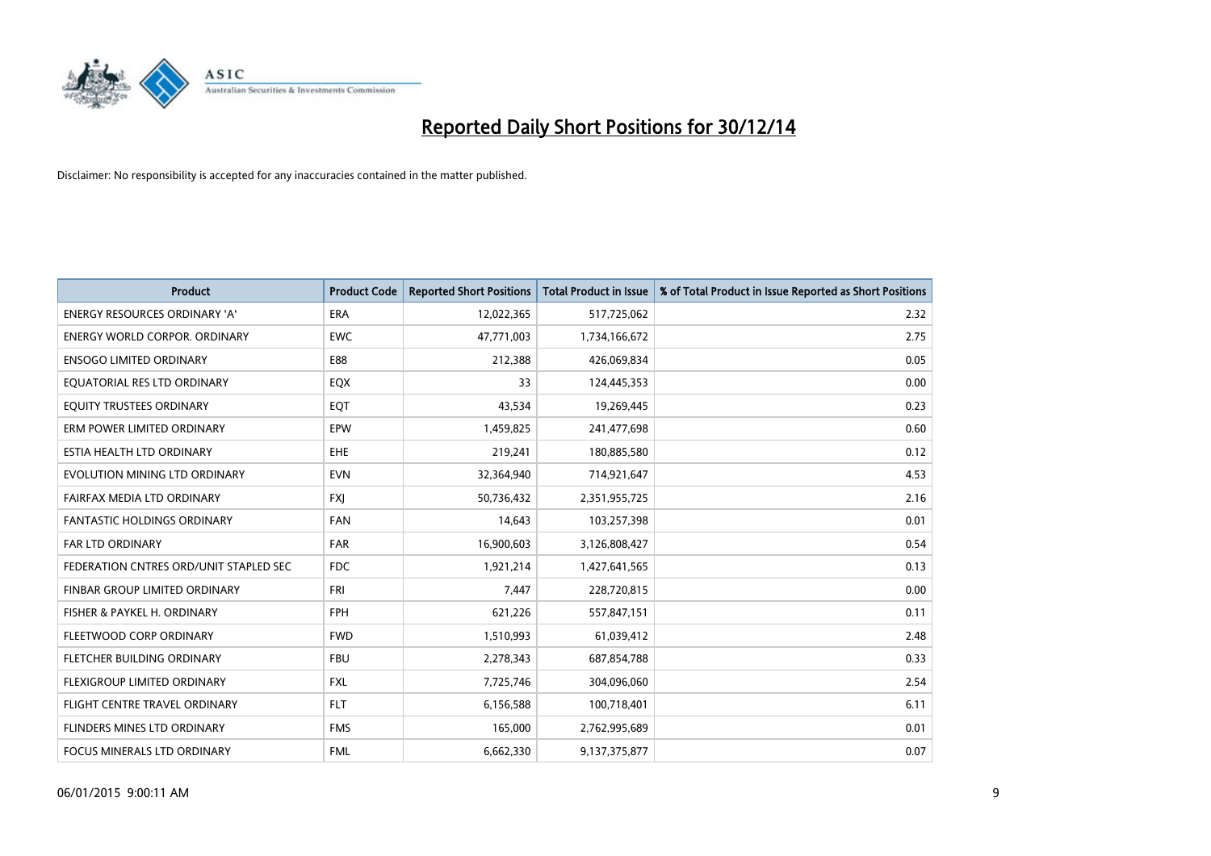# Reported Daily Short Positions for 30/12/14

Disclaimer: No responsibility is accepted for any inaccuracies contained in the matter published.

| Product | Product Code | Reported Short Positions | Total Product in Issue | % of Total Product in Issue Reported as Short Positions |
|---|---|---|---|---|
| ENERGY RESOURCES ORDINARY 'A' | ERA | 12,022,365 | 517,725,062 | 2.32 |
| ENERGY WORLD CORPOR. ORDINARY | EWC | 47,771,003 | 1,734,166,672 | 2.75 |
| ENSOGO LIMITED ORDINARY | E88 | 212,388 | 426,069,834 | 0.05 |
| EQUATORIAL RES LTD ORDINARY | EQX | 33 | 124,445,353 | 0.00 |
| EQUITY TRUSTEES ORDINARY | EQT | 43,534 | 19,269,445 | 0.23 |
| ERM POWER LIMITED ORDINARY | EPW | 1,459,825 | 241,477,698 | 0.60 |
| ESTIA HEALTH LTD ORDINARY | EHE | 219,241 | 180,885,580 | 0.12 |
| EVOLUTION MINING LTD ORDINARY | EVN | 32,364,940 | 714,921,647 | 4.53 |
| FAIRFAX MEDIA LTD ORDINARY | FXJ | 50,736,432 | 2,351,955,725 | 2.16 |
| FANTASTIC HOLDINGS ORDINARY | FAN | 14,643 | 103,257,398 | 0.01 |
| FAR LTD ORDINARY | FAR | 16,900,603 | 3,126,808,427 | 0.54 |
| FEDERATION CNTRES ORD/UNIT STAPLED SEC | FDC | 1,921,214 | 1,427,641,565 | 0.13 |
| FINBAR GROUP LIMITED ORDINARY | FRI | 7,447 | 228,720,815 | 0.00 |
| FISHER & PAYKEL H. ORDINARY | FPH | 621,226 | 557,847,151 | 0.11 |
| FLEETWOOD CORP ORDINARY | FWD | 1,510,993 | 61,039,412 | 2.48 |
| FLETCHER BUILDING ORDINARY | FBU | 2,278,343 | 687,854,788 | 0.33 |
| FLEXIGROUP LIMITED ORDINARY | FXL | 7,725,746 | 304,096,060 | 2.54 |
| FLIGHT CENTRE TRAVEL ORDINARY | FLT | 6,156,588 | 100,718,401 | 6.11 |
| FLINDERS MINES LTD ORDINARY | FMS | 165,000 | 2,762,995,689 | 0.01 |
| FOCUS MINERALS LTD ORDINARY | FML | 6,662,330 | 9,137,375,877 | 0.07 |

06/01/2015 9:00:11 AM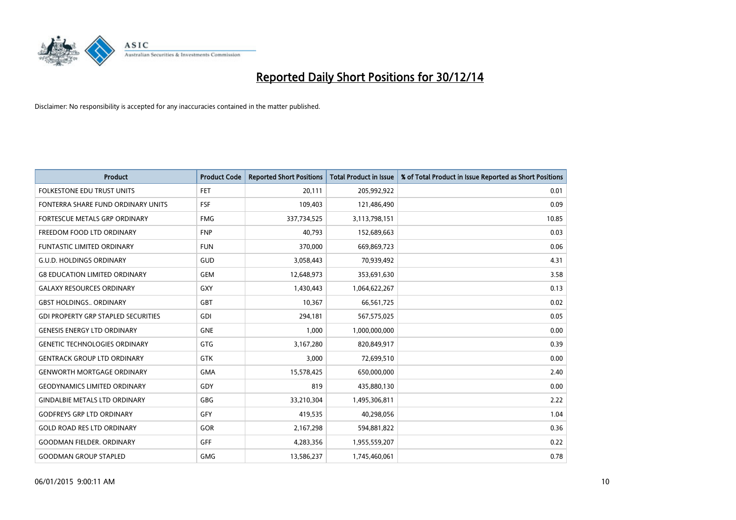# Reported Daily Short Positions for 30/12/14

Disclaimer: No responsibility is accepted for any inaccuracies contained in the matter published.

| Product | Product Code | Reported Short Positions | Total Product in Issue | % of Total Product in Issue Reported as Short Positions |
|---|---|---|---|---|
| FOLKESTONE EDU TRUST UNITS | FET | 20,111 | 205,992,922 | 0.01 |
| FONTERRA SHARE FUND ORDINARY UNITS | FSF | 109,403 | 121,486,490 | 0.09 |
| FORTESCUE METALS GRP ORDINARY | FMG | 337,734,525 | 3,113,798,151 | 10.85 |
| FREEDOM FOOD LTD ORDINARY | FNP | 40,793 | 152,689,663 | 0.03 |
| FUNTASTIC LIMITED ORDINARY | FUN | 370,000 | 669,869,723 | 0.06 |
| G.U.D. HOLDINGS ORDINARY | GUD | 3,058,443 | 70,939,492 | 4.31 |
| G8 EDUCATION LIMITED ORDINARY | GEM | 12,648,973 | 353,691,630 | 3.58 |
| GALAXY RESOURCES ORDINARY | GXY | 1,430,443 | 1,064,622,267 | 0.13 |
| GBST HOLDINGS.. ORDINARY | GBT | 10,367 | 66,561,725 | 0.02 |
| GDI PROPERTY GRP STAPLED SECURITIES | GDI | 294,181 | 567,575,025 | 0.05 |
| GENESIS ENERGY LTD ORDINARY | GNE | 1,000 | 1,000,000,000 | 0.00 |
| GENETIC TECHNOLOGIES ORDINARY | GTG | 3,167,280 | 820,849,917 | 0.39 |
| GENTRACK GROUP LTD ORDINARY | GTK | 3,000 | 72,699,510 | 0.00 |
| GENWORTH MORTGAGE ORDINARY | GMA | 15,578,425 | 650,000,000 | 2.40 |
| GEODYNAMICS LIMITED ORDINARY | GDY | 819 | 435,880,130 | 0.00 |
| GINDALBIE METALS LTD ORDINARY | GBG | 33,210,304 | 1,495,306,811 | 2.22 |
| GODFREYS GRP LTD ORDINARY | GFY | 419,535 | 40,298,056 | 1.04 |
| GOLD ROAD RES LTD ORDINARY | GOR | 2,167,298 | 594,881,822 | 0.36 |
| GOODMAN FIELDER. ORDINARY | GFF | 4,283,356 | 1,955,559,207 | 0.22 |
| GOODMAN GROUP STAPLED | GMG | 13,586,237 | 1,745,460,061 | 0.78 |

06/01/2015 9:00:11 AM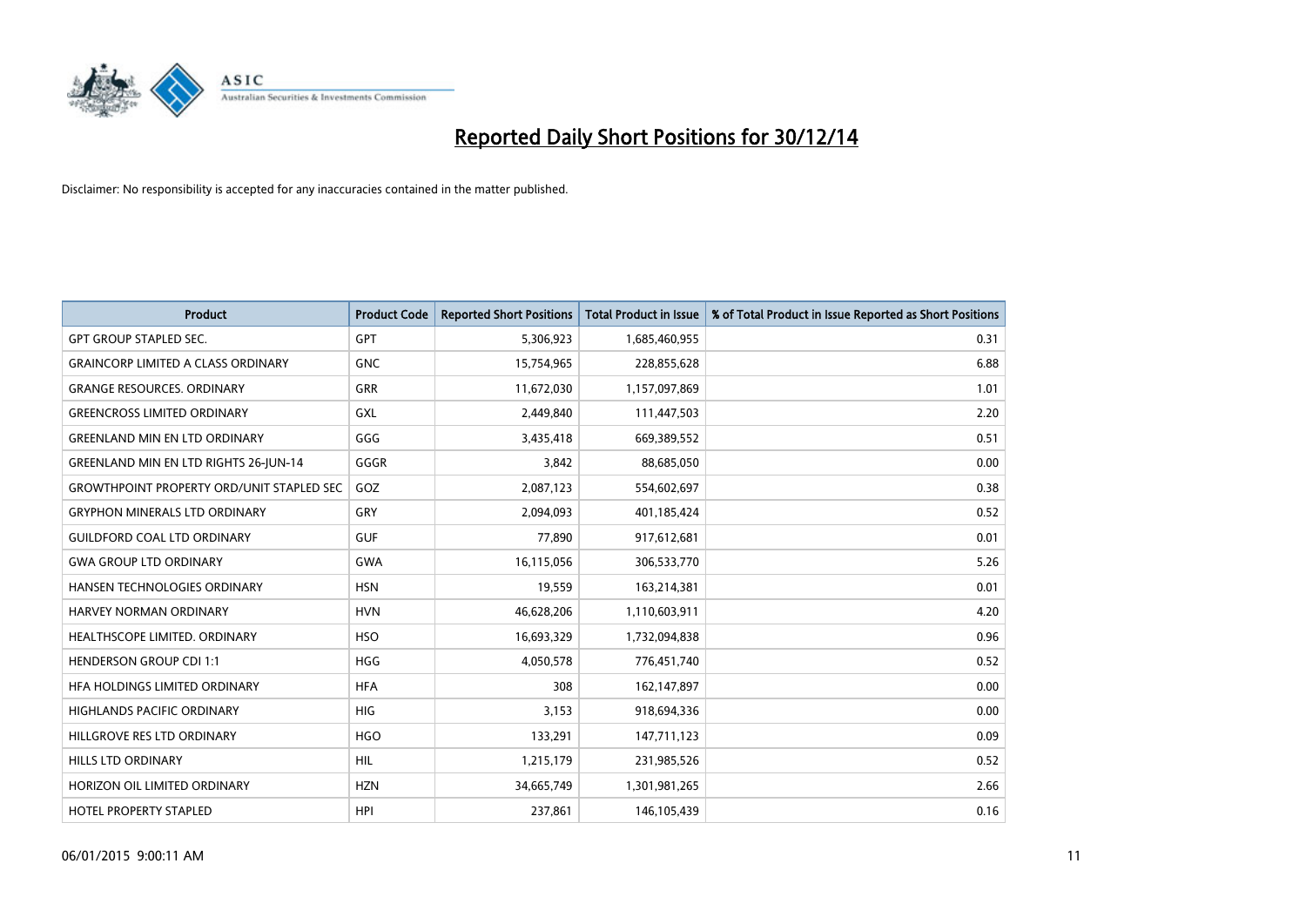# Reported Daily Short Positions for 30/12/14

Disclaimer: No responsibility is accepted for any inaccuracies contained in the matter published.

| Product | Product Code | Reported Short Positions | Total Product in Issue | % of Total Product in Issue Reported as Short Positions |
|---|---|---|---|---|
| GPT GROUP STAPLED SEC. | GPT | 5,306,923 | 1,685,460,955 | 0.31 |
| GRAINCORP LIMITED A CLASS ORDINARY | GNC | 15,754,965 | 228,855,628 | 6.88 |
| GRANGE RESOURCES. ORDINARY | GRR | 11,672,030 | 1,157,097,869 | 1.01 |
| GREENCROSS LIMITED ORDINARY | GXL | 2,449,840 | 111,447,503 | 2.20 |
| GREENLAND MIN EN LTD ORDINARY | GGG | 3,435,418 | 669,389,552 | 0.51 |
| GREENLAND MIN EN LTD RIGHTS 26-JUN-14 | GGGR | 3,842 | 88,685,050 | 0.00 |
| GROWTHPOINT PROPERTY ORD/UNIT STAPLED SEC | GOZ | 2,087,123 | 554,602,697 | 0.38 |
| GRYPHON MINERALS LTD ORDINARY | GRY | 2,094,093 | 401,185,424 | 0.52 |
| GUILDFORD COAL LTD ORDINARY | GUF | 77,890 | 917,612,681 | 0.01 |
| GWA GROUP LTD ORDINARY | GWA | 16,115,056 | 306,533,770 | 5.26 |
| HANSEN TECHNOLOGIES ORDINARY | HSN | 19,559 | 163,214,381 | 0.01 |
| HARVEY NORMAN ORDINARY | HVN | 46,628,206 | 1,110,603,911 | 4.20 |
| HEALTHSCOPE LIMITED. ORDINARY | HSO | 16,693,329 | 1,732,094,838 | 0.96 |
| HENDERSON GROUP CDI 1:1 | HGG | 4,050,578 | 776,451,740 | 0.52 |
| HFA HOLDINGS LIMITED ORDINARY | HFA | 308 | 162,147,897 | 0.00 |
| HIGHLANDS PACIFIC ORDINARY | HIG | 3,153 | 918,694,336 | 0.00 |
| HILLGROVE RES LTD ORDINARY | HGO | 133,291 | 147,711,123 | 0.09 |
| HILLS LTD ORDINARY | HIL | 1,215,179 | 231,985,526 | 0.52 |
| HORIZON OIL LIMITED ORDINARY | HZN | 34,665,749 | 1,301,981,265 | 2.66 |
| HOTEL PROPERTY STAPLED | HPI | 237,861 | 146,105,439 | 0.16 |

06/01/2015 9:00:11 AM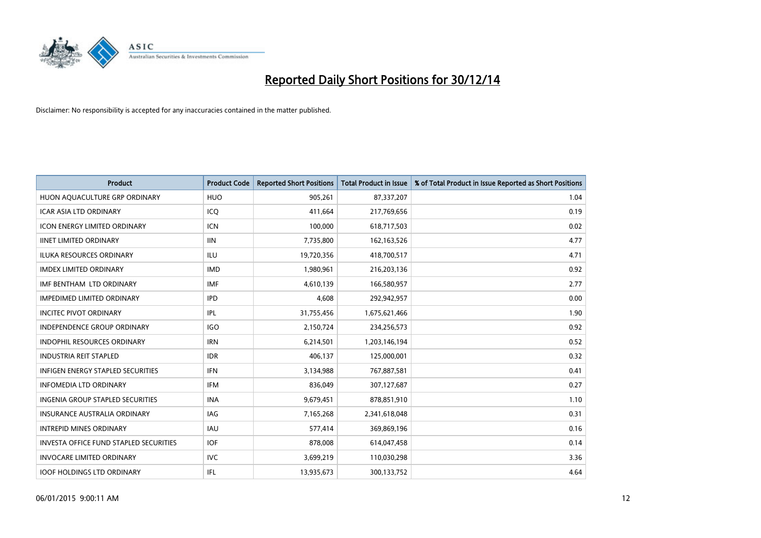# Reported Daily Short Positions for 30/12/14

Disclaimer: No responsibility is accepted for any inaccuracies contained in the matter published.

| Product | Product Code | Reported Short Positions | Total Product in Issue | % of Total Product in Issue Reported as Short Positions |
|---|---|---|---|---|
| HUON AQUACULTURE GRP ORDINARY | HUO | 905,261 | 87,337,207 | 1.04 |
| ICAR ASIA LTD ORDINARY | ICQ | 411,664 | 217,769,656 | 0.19 |
| ICON ENERGY LIMITED ORDINARY | ICN | 100,000 | 618,717,503 | 0.02 |
| IINET LIMITED ORDINARY | IIN | 7,735,800 | 162,163,526 | 4.77 |
| ILUKA RESOURCES ORDINARY | ILU | 19,720,356 | 418,700,517 | 4.71 |
| IMDEX LIMITED ORDINARY | IMD | 1,980,961 | 216,203,136 | 0.92 |
| IMF BENTHAM LTD ORDINARY | IMF | 4,610,139 | 166,580,957 | 2.77 |
| IMPEDIMED LIMITED ORDINARY | IPD | 4,608 | 292,942,957 | 0.00 |
| INCITEC PIVOT ORDINARY | IPL | 31,755,456 | 1,675,621,466 | 1.90 |
| INDEPENDENCE GROUP ORDINARY | IGO | 2,150,724 | 234,256,573 | 0.92 |
| INDOPHIL RESOURCES ORDINARY | IRN | 6,214,501 | 1,203,146,194 | 0.52 |
| INDUSTRIA REIT STAPLED | IDR | 406,137 | 125,000,001 | 0.32 |
| INFIGEN ENERGY STAPLED SECURITIES | IFN | 3,134,988 | 767,887,581 | 0.41 |
| INFOMEDIA LTD ORDINARY | IFM | 836,049 | 307,127,687 | 0.27 |
| INGENIA GROUP STAPLED SECURITIES | INA | 9,679,451 | 878,851,910 | 1.10 |
| INSURANCE AUSTRALIA ORDINARY | IAG | 7,165,268 | 2,341,618,048 | 0.31 |
| INTREPID MINES ORDINARY | IAU | 577,414 | 369,869,196 | 0.16 |
| INVESTA OFFICE FUND STAPLED SECURITIES | IOF | 878,008 | 614,047,458 | 0.14 |
| INVOCARE LIMITED ORDINARY | IVC | 3,699,219 | 110,030,298 | 3.36 |
| IOOF HOLDINGS LTD ORDINARY | IFL | 13,935,673 | 300,133,752 | 4.64 |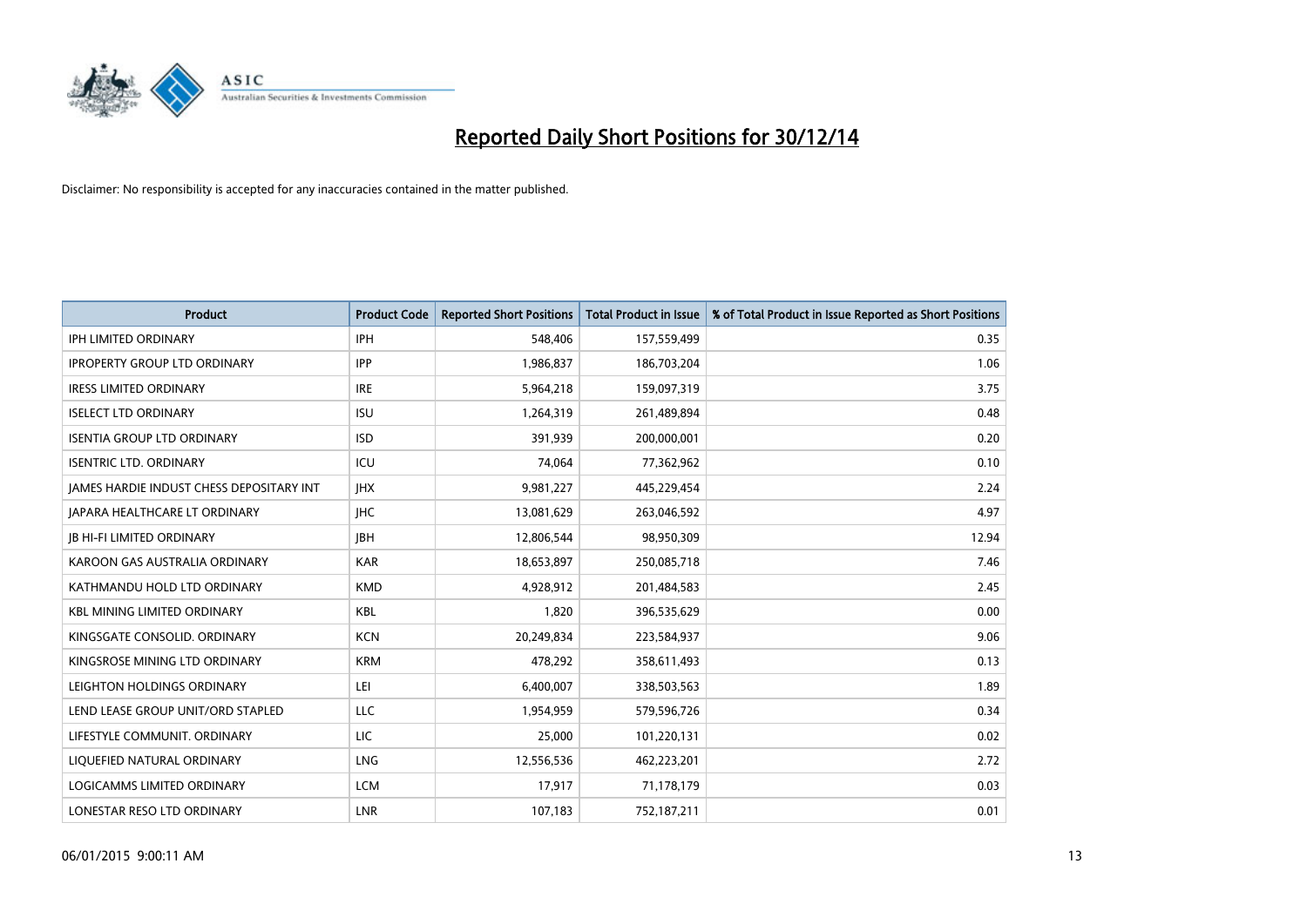# Reported Daily Short Positions for 30/12/14

Disclaimer: No responsibility is accepted for any inaccuracies contained in the matter published.

| Product | Product Code | Reported Short Positions | Total Product in Issue | % of Total Product in Issue Reported as Short Positions |
|---|---|---|---|---|
| IPH LIMITED ORDINARY | IPH | 548,406 | 157,559,499 | 0.35 |
| IPROPERTY GROUP LTD ORDINARY | IPP | 1,986,837 | 186,703,204 | 1.06 |
| IRESS LIMITED ORDINARY | IRE | 5,964,218 | 159,097,319 | 3.75 |
| ISELECT LTD ORDINARY | ISU | 1,264,319 | 261,489,894 | 0.48 |
| ISENTIA GROUP LTD ORDINARY | ISD | 391,939 | 200,000,001 | 0.20 |
| ISENTRIC LTD. ORDINARY | ICU | 74,064 | 77,362,962 | 0.10 |
| JAMES HARDIE INDUST CHESS DEPOSITARY INT | JHX | 9,981,227 | 445,229,454 | 2.24 |
| JAPARA HEALTHCARE LT ORDINARY | JHC | 13,081,629 | 263,046,592 | 4.97 |
| JB HI-FI LIMITED ORDINARY | JBH | 12,806,544 | 98,950,309 | 12.94 |
| KAROON GAS AUSTRALIA ORDINARY | KAR | 18,653,897 | 250,085,718 | 7.46 |
| KATHMANDU HOLD LTD ORDINARY | KMD | 4,928,912 | 201,484,583 | 2.45 |
| KBL MINING LIMITED ORDINARY | KBL | 1,820 | 396,535,629 | 0.00 |
| KINGSGATE CONSOLID. ORDINARY | KCN | 20,249,834 | 223,584,937 | 9.06 |
| KINGSROSE MINING LTD ORDINARY | KRM | 478,292 | 358,611,493 | 0.13 |
| LEIGHTON HOLDINGS ORDINARY | LEI | 6,400,007 | 338,503,563 | 1.89 |
| LEND LEASE GROUP UNIT/ORD STAPLED | LLC | 1,954,959 | 579,596,726 | 0.34 |
| LIFESTYLE COMMUNIT. ORDINARY | LIC | 25,000 | 101,220,131 | 0.02 |
| LIQUEFIED NATURAL ORDINARY | LNG | 12,556,536 | 462,223,201 | 2.72 |
| LOGICAMMS LIMITED ORDINARY | LCM | 17,917 | 71,178,179 | 0.03 |
| LONESTAR RESO LTD ORDINARY | LNR | 107,183 | 752,187,211 | 0.01 |

06/01/2015 9:00:11 AM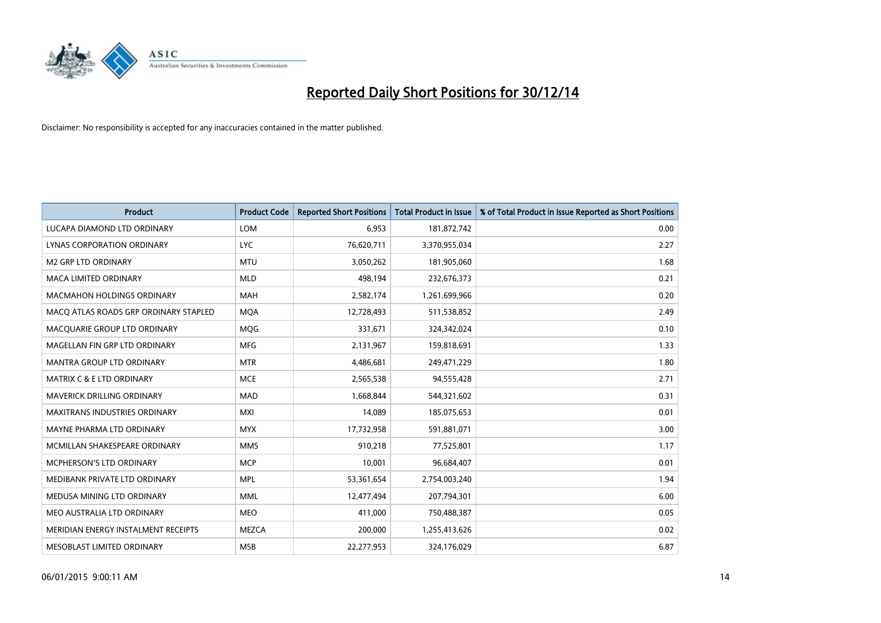# Reported Daily Short Positions for 30/12/14

Disclaimer: No responsibility is accepted for any inaccuracies contained in the matter published.

| Product | Product Code | Reported Short Positions | Total Product in Issue | % of Total Product in Issue Reported as Short Positions |
|---|---|---|---|---|
| LUCAPA DIAMOND LTD ORDINARY | LOM | 6,953 | 181,872,742 | 0.00 |
| LYNAS CORPORATION ORDINARY | LYC | 76,620,711 | 3,370,955,034 | 2.27 |
| M2 GRP LTD ORDINARY | MTU | 3,050,262 | 181,905,060 | 1.68 |
| MACA LIMITED ORDINARY | MLD | 498,194 | 232,676,373 | 0.21 |
| MACMAHON HOLDINGS ORDINARY | MAH | 2,582,174 | 1,261,699,966 | 0.20 |
| MACQ ATLAS ROADS GRP ORDINARY STAPLED | MQA | 12,728,493 | 511,538,852 | 2.49 |
| MACQUARIE GROUP LTD ORDINARY | MQG | 331,671 | 324,342,024 | 0.10 |
| MAGELLAN FIN GRP LTD ORDINARY | MFG | 2,131,967 | 159,818,691 | 1.33 |
| MANTRA GROUP LTD ORDINARY | MTR | 4,486,681 | 249,471,229 | 1.80 |
| MATRIX C & E LTD ORDINARY | MCE | 2,565,538 | 94,555,428 | 2.71 |
| MAVERICK DRILLING ORDINARY | MAD | 1,668,844 | 544,321,602 | 0.31 |
| MAXITRANS INDUSTRIES ORDINARY | MXI | 14,089 | 185,075,653 | 0.01 |
| MAYNE PHARMA LTD ORDINARY | MYX | 17,732,958 | 591,881,071 | 3.00 |
| MCMILLAN SHAKESPEARE ORDINARY | MMS | 910,218 | 77,525,801 | 1.17 |
| MCPHERSON'S LTD ORDINARY | MCP | 10,001 | 96,684,407 | 0.01 |
| MEDIBANK PRIVATE LTD ORDINARY | MPL | 53,361,654 | 2,754,003,240 | 1.94 |
| MEDUSA MINING LTD ORDINARY | MML | 12,477,494 | 207,794,301 | 6.00 |
| MEO AUSTRALIA LTD ORDINARY | MEO | 411,000 | 750,488,387 | 0.05 |
| MERIDIAN ENERGY INSTALMENT RECEIPTS | MEZCA | 200,000 | 1,255,413,626 | 0.02 |
| MESOBLAST LIMITED ORDINARY | MSB | 22,277,953 | 324,176,029 | 6.87 |

06/01/2015 9:00:11 AM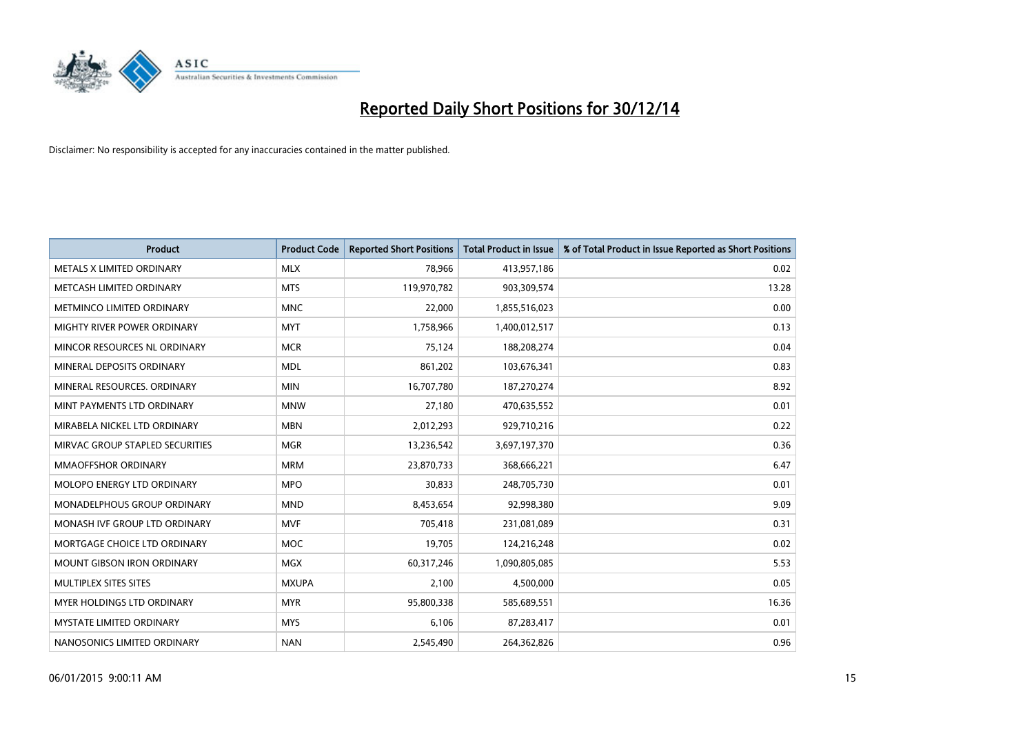# Reported Daily Short Positions for 30/12/14

Disclaimer: No responsibility is accepted for any inaccuracies contained in the matter published.

| Product | Product Code | Reported Short Positions | Total Product in Issue | % of Total Product in Issue Reported as Short Positions |
|---|---|---|---|---|
| METALS X LIMITED ORDINARY | MLX | 78,966 | 413,957,186 | 0.02 |
| METCASH LIMITED ORDINARY | MTS | 119,970,782 | 903,309,574 | 13.28 |
| METMINCO LIMITED ORDINARY | MNC | 22,000 | 1,855,516,023 | 0.00 |
| MIGHTY RIVER POWER ORDINARY | MYT | 1,758,966 | 1,400,012,517 | 0.13 |
| MINCOR RESOURCES NL ORDINARY | MCR | 75,124 | 188,208,274 | 0.04 |
| MINERAL DEPOSITS ORDINARY | MDL | 861,202 | 103,676,341 | 0.83 |
| MINERAL RESOURCES. ORDINARY | MIN | 16,707,780 | 187,270,274 | 8.92 |
| MINT PAYMENTS LTD ORDINARY | MNW | 27,180 | 470,635,552 | 0.01 |
| MIRABELA NICKEL LTD ORDINARY | MBN | 2,012,293 | 929,710,216 | 0.22 |
| MIRVAC GROUP STAPLED SECURITIES | MGR | 13,236,542 | 3,697,197,370 | 0.36 |
| MMAOFFSHOR ORDINARY | MRM | 23,870,733 | 368,666,221 | 6.47 |
| MOLOPO ENERGY LTD ORDINARY | MPO | 30,833 | 248,705,730 | 0.01 |
| MONADELPHOUS GROUP ORDINARY | MND | 8,453,654 | 92,998,380 | 9.09 |
| MONASH IVF GROUP LTD ORDINARY | MVF | 705,418 | 231,081,089 | 0.31 |
| MORTGAGE CHOICE LTD ORDINARY | MOC | 19,705 | 124,216,248 | 0.02 |
| MOUNT GIBSON IRON ORDINARY | MGX | 60,317,246 | 1,090,805,085 | 5.53 |
| MULTIPLEX SITES SITES | MXUPA | 2,100 | 4,500,000 | 0.05 |
| MYER HOLDINGS LTD ORDINARY | MYR | 95,800,338 | 585,689,551 | 16.36 |
| MYSTATE LIMITED ORDINARY | MYS | 6,106 | 87,283,417 | 0.01 |
| NANOSONICS LIMITED ORDINARY | NAN | 2,545,490 | 264,362,826 | 0.96 |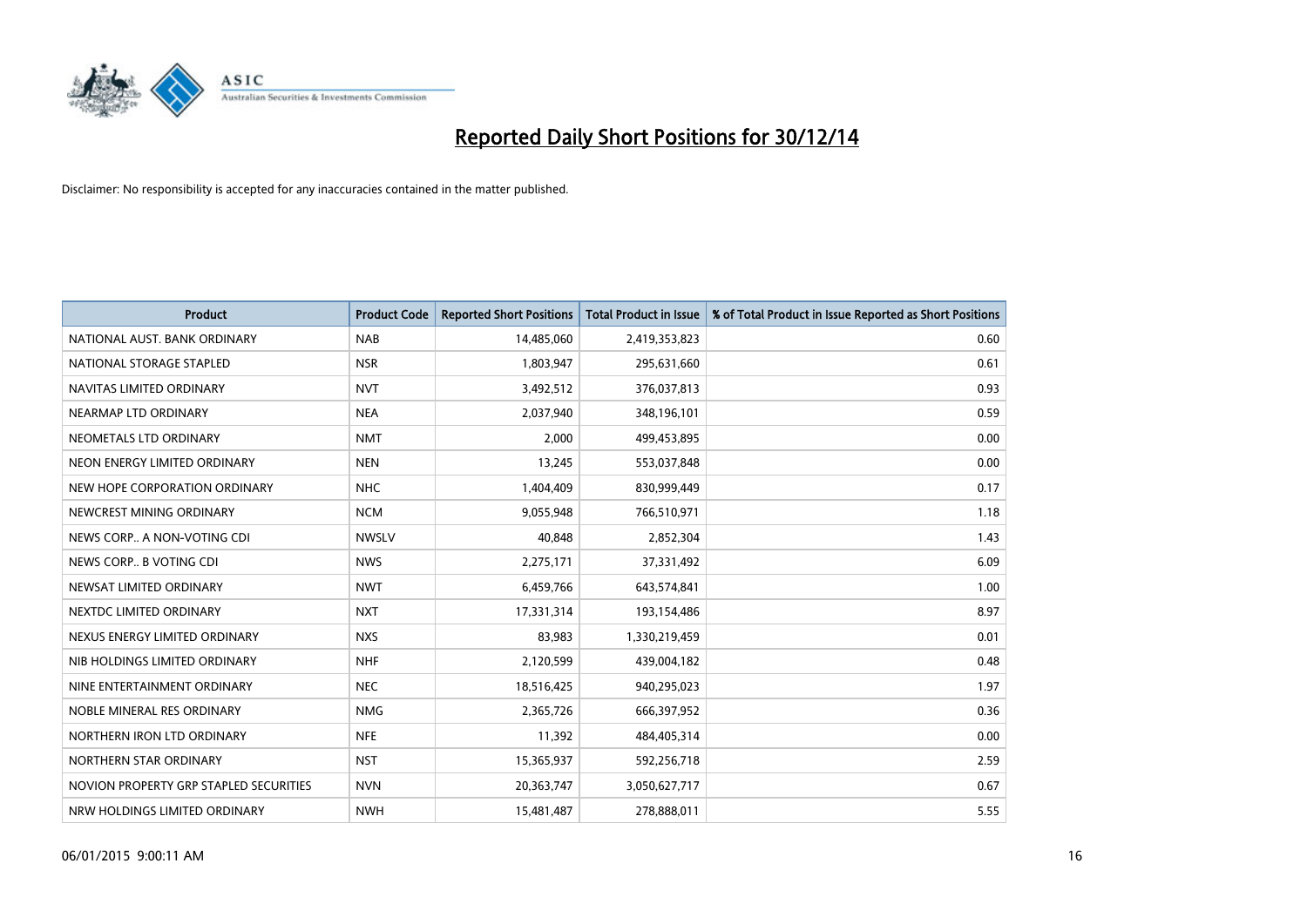# Reported Daily Short Positions for 30/12/14

Disclaimer: No responsibility is accepted for any inaccuracies contained in the matter published.

| Product | Product Code | Reported Short Positions | Total Product in Issue | % of Total Product in Issue Reported as Short Positions |
|---|---|---|---|---|
| NATIONAL AUST. BANK ORDINARY | NAB | 14,485,060 | 2,419,353,823 | 0.60 |
| NATIONAL STORAGE STAPLED | NSR | 1,803,947 | 295,631,660 | 0.61 |
| NAVITAS LIMITED ORDINARY | NVT | 3,492,512 | 376,037,813 | 0.93 |
| NEARMAP LTD ORDINARY | NEA | 2,037,940 | 348,196,101 | 0.59 |
| NEOMETALS LTD ORDINARY | NMT | 2,000 | 499,453,895 | 0.00 |
| NEON ENERGY LIMITED ORDINARY | NEN | 13,245 | 553,037,848 | 0.00 |
| NEW HOPE CORPORATION ORDINARY | NHC | 1,404,409 | 830,999,449 | 0.17 |
| NEWCREST MINING ORDINARY | NCM | 9,055,948 | 766,510,971 | 1.18 |
| NEWS CORP.. A NON-VOTING CDI | NWSLV | 40,848 | 2,852,304 | 1.43 |
| NEWS CORP.. B VOTING CDI | NWS | 2,275,171 | 37,331,492 | 6.09 |
| NEWSAT LIMITED ORDINARY | NWT | 6,459,766 | 643,574,841 | 1.00 |
| NEXTDC LIMITED ORDINARY | NXT | 17,331,314 | 193,154,486 | 8.97 |
| NEXUS ENERGY LIMITED ORDINARY | NXS | 83,983 | 1,330,219,459 | 0.01 |
| NIB HOLDINGS LIMITED ORDINARY | NHF | 2,120,599 | 439,004,182 | 0.48 |
| NINE ENTERTAINMENT ORDINARY | NEC | 18,516,425 | 940,295,023 | 1.97 |
| NOBLE MINERAL RES ORDINARY | NMG | 2,365,726 | 666,397,952 | 0.36 |
| NORTHERN IRON LTD ORDINARY | NFE | 11,392 | 484,405,314 | 0.00 |
| NORTHERN STAR ORDINARY | NST | 15,365,937 | 592,256,718 | 2.59 |
| NOVION PROPERTY GRP STAPLED SECURITIES | NVN | 20,363,747 | 3,050,627,717 | 0.67 |
| NRW HOLDINGS LIMITED ORDINARY | NWH | 15,481,487 | 278,888,011 | 5.55 |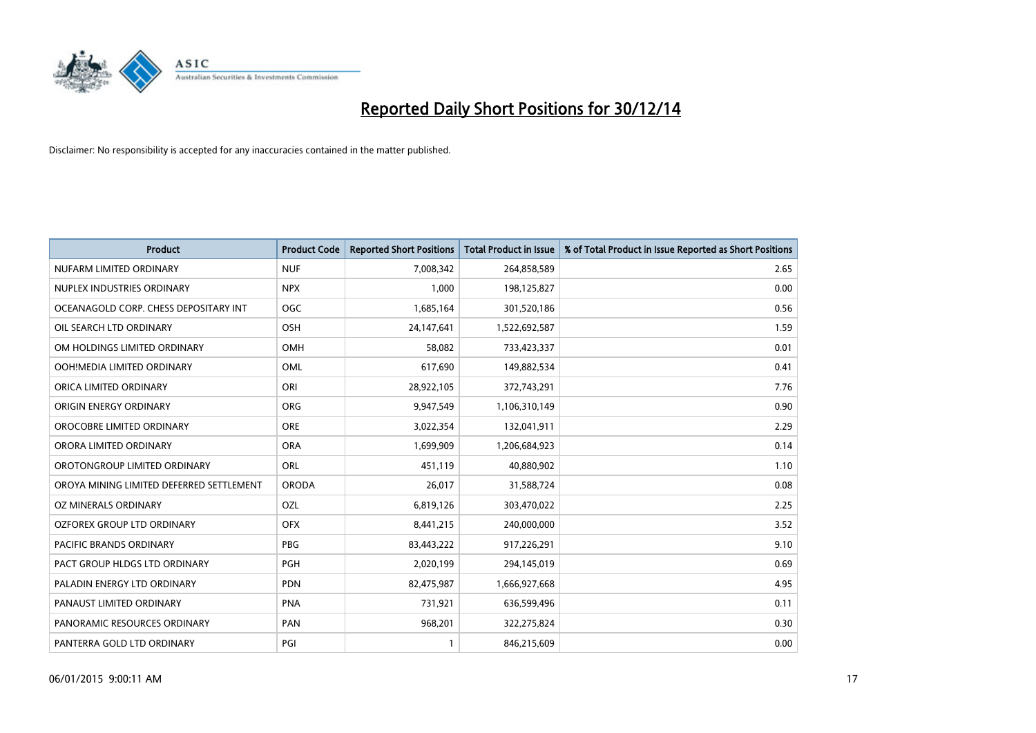# Reported Daily Short Positions for 30/12/14

Disclaimer: No responsibility is accepted for any inaccuracies contained in the matter published.

| Product | Product Code | Reported Short Positions | Total Product in Issue | % of Total Product in Issue Reported as Short Positions |
|---|---|---|---|---|
| NUFARM LIMITED ORDINARY | NUF | 7,008,342 | 264,858,589 | 2.65 |
| NUPLEX INDUSTRIES ORDINARY | NPX | 1,000 | 198,125,827 | 0.00 |
| OCEANAGOLD CORP. CHESS DEPOSITARY INT | OGC | 1,685,164 | 301,520,186 | 0.56 |
| OIL SEARCH LTD ORDINARY | OSH | 24,147,641 | 1,522,692,587 | 1.59 |
| OM HOLDINGS LIMITED ORDINARY | OMH | 58,082 | 733,423,337 | 0.01 |
| OOH!MEDIA LIMITED ORDINARY | OML | 617,690 | 149,882,534 | 0.41 |
| ORICA LIMITED ORDINARY | ORI | 28,922,105 | 372,743,291 | 7.76 |
| ORIGIN ENERGY ORDINARY | ORG | 9,947,549 | 1,106,310,149 | 0.90 |
| OROCOBRE LIMITED ORDINARY | ORE | 3,022,354 | 132,041,911 | 2.29 |
| ORORA LIMITED ORDINARY | ORA | 1,699,909 | 1,206,684,923 | 0.14 |
| OROTONGROUP LIMITED ORDINARY | ORL | 451,119 | 40,880,902 | 1.10 |
| OROYA MINING LIMITED DEFERRED SETTLEMENT | ORODA | 26,017 | 31,588,724 | 0.08 |
| OZ MINERALS ORDINARY | OZL | 6,819,126 | 303,470,022 | 2.25 |
| OZFOREX GROUP LTD ORDINARY | OFX | 8,441,215 | 240,000,000 | 3.52 |
| PACIFIC BRANDS ORDINARY | PBG | 83,443,222 | 917,226,291 | 9.10 |
| PACT GROUP HLDGS LTD ORDINARY | PGH | 2,020,199 | 294,145,019 | 0.69 |
| PALADIN ENERGY LTD ORDINARY | PDN | 82,475,987 | 1,666,927,668 | 4.95 |
| PANAUST LIMITED ORDINARY | PNA | 731,921 | 636,599,496 | 0.11 |
| PANORAMIC RESOURCES ORDINARY | PAN | 968,201 | 322,275,824 | 0.30 |
| PANTERRA GOLD LTD ORDINARY | PGI | 1 | 846,215,609 | 0.00 |

06/01/2015 9:00:11 AM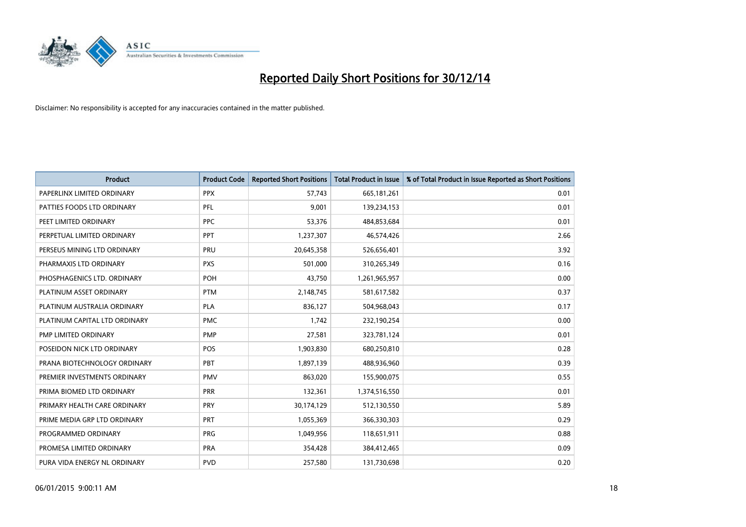# Reported Daily Short Positions for 30/12/14

Disclaimer: No responsibility is accepted for any inaccuracies contained in the matter published.

| Product | Product Code | Reported Short Positions | Total Product in Issue | % of Total Product in Issue Reported as Short Positions |
|---|---|---|---|---|
| PAPERLINX LIMITED ORDINARY | PPX | 57,743 | 665,181,261 | 0.01 |
| PATTIES FOODS LTD ORDINARY | PFL | 9,001 | 139,234,153 | 0.01 |
| PEET LIMITED ORDINARY | PPC | 53,376 | 484,853,684 | 0.01 |
| PERPETUAL LIMITED ORDINARY | PPT | 1,237,307 | 46,574,426 | 2.66 |
| PERSEUS MINING LTD ORDINARY | PRU | 20,645,358 | 526,656,401 | 3.92 |
| PHARMAXIS LTD ORDINARY | PXS | 501,000 | 310,265,349 | 0.16 |
| PHOSPHAGENICS LTD. ORDINARY | POH | 43,750 | 1,261,965,957 | 0.00 |
| PLATINUM ASSET ORDINARY | PTM | 2,148,745 | 581,617,582 | 0.37 |
| PLATINUM AUSTRALIA ORDINARY | PLA | 836,127 | 504,968,043 | 0.17 |
| PLATINUM CAPITAL LTD ORDINARY | PMC | 1,742 | 232,190,254 | 0.00 |
| PMP LIMITED ORDINARY | PMP | 27,581 | 323,781,124 | 0.01 |
| POSEIDON NICK LTD ORDINARY | POS | 1,903,830 | 680,250,810 | 0.28 |
| PRANA BIOTECHNOLOGY ORDINARY | PBT | 1,897,139 | 488,936,960 | 0.39 |
| PREMIER INVESTMENTS ORDINARY | PMV | 863,020 | 155,900,075 | 0.55 |
| PRIMA BIOMED LTD ORDINARY | PRR | 132,361 | 1,374,516,550 | 0.01 |
| PRIMARY HEALTH CARE ORDINARY | PRY | 30,174,129 | 512,130,550 | 5.89 |
| PRIME MEDIA GRP LTD ORDINARY | PRT | 1,055,369 | 366,330,303 | 0.29 |
| PROGRAMMED ORDINARY | PRG | 1,049,956 | 118,651,911 | 0.88 |
| PROMESA LIMITED ORDINARY | PRA | 354,428 | 384,412,465 | 0.09 |
| PURA VIDA ENERGY NL ORDINARY | PVD | 257,580 | 131,730,698 | 0.20 |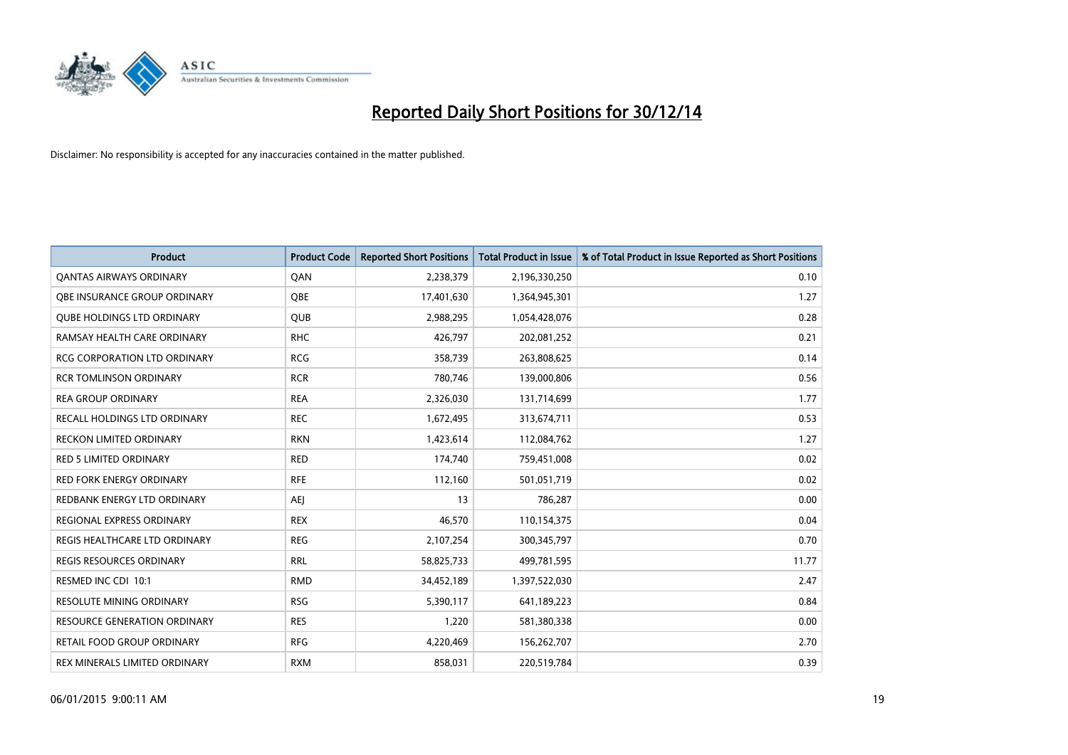# Reported Daily Short Positions for 30/12/14

Disclaimer: No responsibility is accepted for any inaccuracies contained in the matter published.

| Product | Product Code | Reported Short Positions | Total Product in Issue | % of Total Product in Issue Reported as Short Positions |
|---|---|---|---|---|
| QANTAS AIRWAYS ORDINARY | QAN | 2,238,379 | 2,196,330,250 | 0.10 |
| QBE INSURANCE GROUP ORDINARY | QBE | 17,401,630 | 1,364,945,301 | 1.27 |
| QUBE HOLDINGS LTD ORDINARY | QUB | 2,988,295 | 1,054,428,076 | 0.28 |
| RAMSAY HEALTH CARE ORDINARY | RHC | 426,797 | 202,081,252 | 0.21 |
| RCG CORPORATION LTD ORDINARY | RCG | 358,739 | 263,808,625 | 0.14 |
| RCR TOMLINSON ORDINARY | RCR | 780,746 | 139,000,806 | 0.56 |
| REA GROUP ORDINARY | REA | 2,326,030 | 131,714,699 | 1.77 |
| RECALL HOLDINGS LTD ORDINARY | REC | 1,672,495 | 313,674,711 | 0.53 |
| RECKON LIMITED ORDINARY | RKN | 1,423,614 | 112,084,762 | 1.27 |
| RED 5 LIMITED ORDINARY | RED | 174,740 | 759,451,008 | 0.02 |
| RED FORK ENERGY ORDINARY | RFE | 112,160 | 501,051,719 | 0.02 |
| REDBANK ENERGY LTD ORDINARY | AEJ | 13 | 786,287 | 0.00 |
| REGIONAL EXPRESS ORDINARY | REX | 46,570 | 110,154,375 | 0.04 |
| REGIS HEALTHCARE LTD ORDINARY | REG | 2,107,254 | 300,345,797 | 0.70 |
| REGIS RESOURCES ORDINARY | RRL | 58,825,733 | 499,781,595 | 11.77 |
| RESMED INC CDI 10:1 | RMD | 34,452,189 | 1,397,522,030 | 2.47 |
| RESOLUTE MINING ORDINARY | RSG | 5,390,117 | 641,189,223 | 0.84 |
| RESOURCE GENERATION ORDINARY | RES | 1,220 | 581,380,338 | 0.00 |
| RETAIL FOOD GROUP ORDINARY | RFG | 4,220,469 | 156,262,707 | 2.70 |
| REX MINERALS LIMITED ORDINARY | RXM | 858,031 | 220,519,784 | 0.39 |

06/01/2015 9:00:11 AM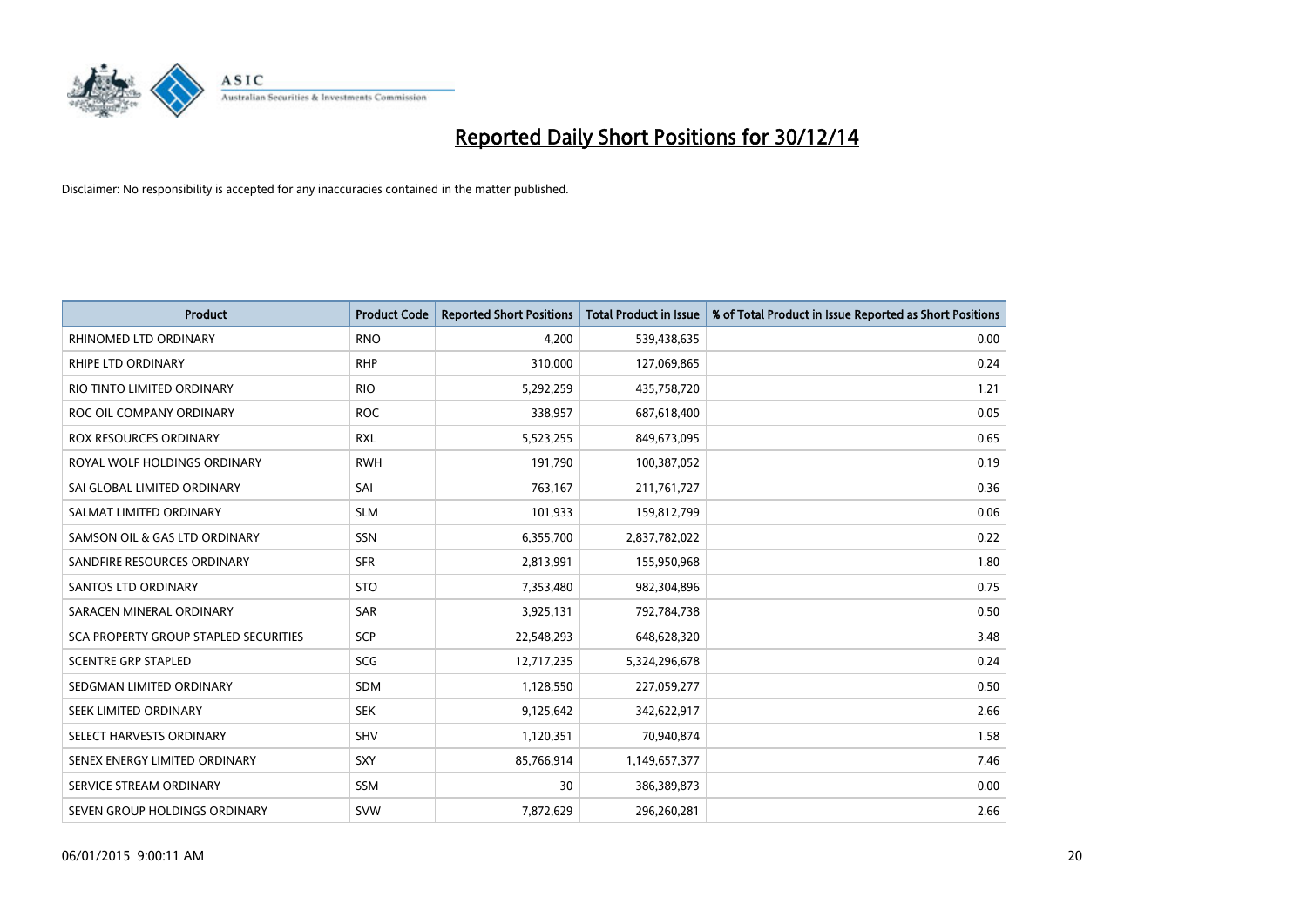# Reported Daily Short Positions for 30/12/14

Disclaimer: No responsibility is accepted for any inaccuracies contained in the matter published.

| Product | Product Code | Reported Short Positions | Total Product in Issue | % of Total Product in Issue Reported as Short Positions |
|---|---|---|---|---|
| RHINOMED LTD ORDINARY | RNO | 4,200 | 539,438,635 | 0.00 |
| RHIPE LTD ORDINARY | RHP | 310,000 | 127,069,865 | 0.24 |
| RIO TINTO LIMITED ORDINARY | RIO | 5,292,259 | 435,758,720 | 1.21 |
| ROC OIL COMPANY ORDINARY | ROC | 338,957 | 687,618,400 | 0.05 |
| ROX RESOURCES ORDINARY | RXL | 5,523,255 | 849,673,095 | 0.65 |
| ROYAL WOLF HOLDINGS ORDINARY | RWH | 191,790 | 100,387,052 | 0.19 |
| SAI GLOBAL LIMITED ORDINARY | SAI | 763,167 | 211,761,727 | 0.36 |
| SALMAT LIMITED ORDINARY | SLM | 101,933 | 159,812,799 | 0.06 |
| SAMSON OIL & GAS LTD ORDINARY | SSN | 6,355,700 | 2,837,782,022 | 0.22 |
| SANDFIRE RESOURCES ORDINARY | SFR | 2,813,991 | 155,950,968 | 1.80 |
| SANTOS LTD ORDINARY | STO | 7,353,480 | 982,304,896 | 0.75 |
| SARACEN MINERAL ORDINARY | SAR | 3,925,131 | 792,784,738 | 0.50 |
| SCA PROPERTY GROUP STAPLED SECURITIES | SCP | 22,548,293 | 648,628,320 | 3.48 |
| SCENTRE GRP STAPLED | SCG | 12,717,235 | 5,324,296,678 | 0.24 |
| SEDGMAN LIMITED ORDINARY | SDM | 1,128,550 | 227,059,277 | 0.50 |
| SEEK LIMITED ORDINARY | SEK | 9,125,642 | 342,622,917 | 2.66 |
| SELECT HARVESTS ORDINARY | SHV | 1,120,351 | 70,940,874 | 1.58 |
| SENEX ENERGY LIMITED ORDINARY | SXY | 85,766,914 | 1,149,657,377 | 7.46 |
| SERVICE STREAM ORDINARY | SSM | 30 | 386,389,873 | 0.00 |
| SEVEN GROUP HOLDINGS ORDINARY | SVW | 7,872,629 | 296,260,281 | 2.66 |

06/01/2015 9:00:11 AM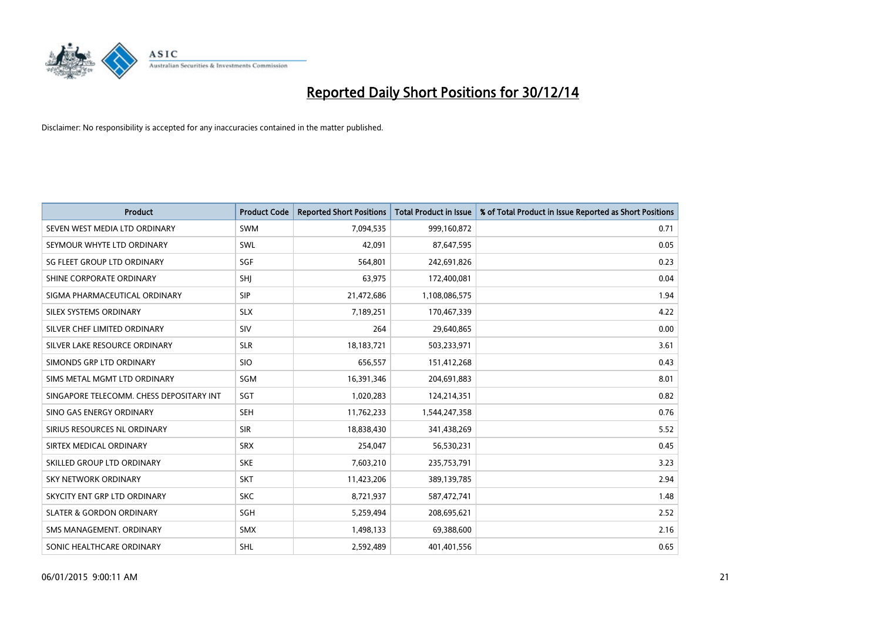# Reported Daily Short Positions for 30/12/14

Disclaimer: No responsibility is accepted for any inaccuracies contained in the matter published.

| Product | Product Code | Reported Short Positions | Total Product in Issue | % of Total Product in Issue Reported as Short Positions |
|---|---|---|---|---|
| SEVEN WEST MEDIA LTD ORDINARY | SWM | 7,094,535 | 999,160,872 | 0.71 |
| SEYMOUR WHYTE LTD ORDINARY | SWL | 42,091 | 87,647,595 | 0.05 |
| SG FLEET GROUP LTD ORDINARY | SGF | 564,801 | 242,691,826 | 0.23 |
| SHINE CORPORATE ORDINARY | SHJ | 63,975 | 172,400,081 | 0.04 |
| SIGMA PHARMACEUTICAL ORDINARY | SIP | 21,472,686 | 1,108,086,575 | 1.94 |
| SILEX SYSTEMS ORDINARY | SLX | 7,189,251 | 170,467,339 | 4.22 |
| SILVER CHEF LIMITED ORDINARY | SIV | 264 | 29,640,865 | 0.00 |
| SILVER LAKE RESOURCE ORDINARY | SLR | 18,183,721 | 503,233,971 | 3.61 |
| SIMONDS GRP LTD ORDINARY | SIO | 656,557 | 151,412,268 | 0.43 |
| SIMS METAL MGMT LTD ORDINARY | SGM | 16,391,346 | 204,691,883 | 8.01 |
| SINGAPORE TELECOMM. CHESS DEPOSITARY INT | SGT | 1,020,283 | 124,214,351 | 0.82 |
| SINO GAS ENERGY ORDINARY | SEH | 11,762,233 | 1,544,247,358 | 0.76 |
| SIRIUS RESOURCES NL ORDINARY | SIR | 18,838,430 | 341,438,269 | 5.52 |
| SIRTEX MEDICAL ORDINARY | SRX | 254,047 | 56,530,231 | 0.45 |
| SKILLED GROUP LTD ORDINARY | SKE | 7,603,210 | 235,753,791 | 3.23 |
| SKY NETWORK ORDINARY | SKT | 11,423,206 | 389,139,785 | 2.94 |
| SKYCITY ENT GRP LTD ORDINARY | SKC | 8,721,937 | 587,472,741 | 1.48 |
| SLATER & GORDON ORDINARY | SGH | 5,259,494 | 208,695,621 | 2.52 |
| SMS MANAGEMENT. ORDINARY | SMX | 1,498,133 | 69,388,600 | 2.16 |
| SONIC HEALTHCARE ORDINARY | SHL | 2,592,489 | 401,401,556 | 0.65 |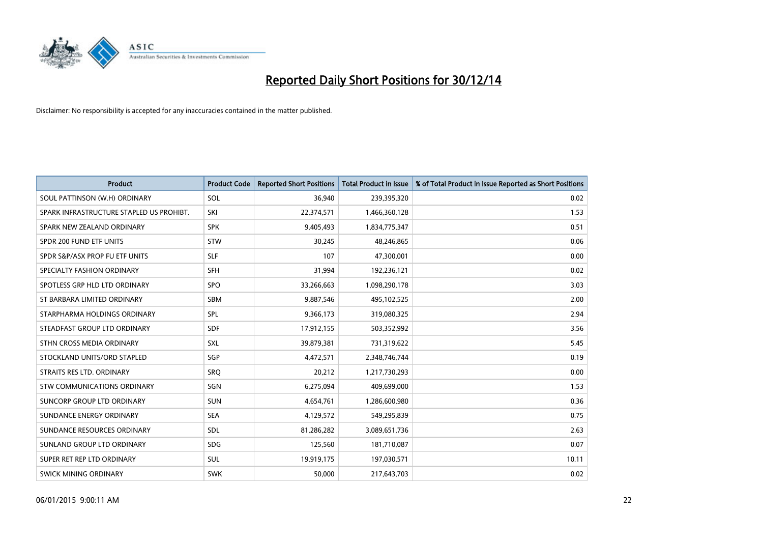# Reported Daily Short Positions for 30/12/14

Disclaimer: No responsibility is accepted for any inaccuracies contained in the matter published.

| Product | Product Code | Reported Short Positions | Total Product in Issue | % of Total Product in Issue Reported as Short Positions |
|---|---|---|---|---|
| SOUL PATTINSON (W.H) ORDINARY | SOL | 36,940 | 239,395,320 | 0.02 |
| SPARK INFRASTRUCTURE STAPLED US PROHIBT. | SKI | 22,374,571 | 1,466,360,128 | 1.53 |
| SPARK NEW ZEALAND ORDINARY | SPK | 9,405,493 | 1,834,775,347 | 0.51 |
| SPDR 200 FUND ETF UNITS | STW | 30,245 | 48,246,865 | 0.06 |
| SPDR S&P/ASX PROP FU ETF UNITS | SLF | 107 | 47,300,001 | 0.00 |
| SPECIALTY FASHION ORDINARY | SFH | 31,994 | 192,236,121 | 0.02 |
| SPOTLESS GRP HLD LTD ORDINARY | SPO | 33,266,663 | 1,098,290,178 | 3.03 |
| ST BARBARA LIMITED ORDINARY | SBM | 9,887,546 | 495,102,525 | 2.00 |
| STARPHARMA HOLDINGS ORDINARY | SPL | 9,366,173 | 319,080,325 | 2.94 |
| STEADFAST GROUP LTD ORDINARY | SDF | 17,912,155 | 503,352,992 | 3.56 |
| STHN CROSS MEDIA ORDINARY | SXL | 39,879,381 | 731,319,622 | 5.45 |
| STOCKLAND UNITS/ORD STAPLED | SGP | 4,472,571 | 2,348,746,744 | 0.19 |
| STRAITS RES LTD. ORDINARY | SRQ | 20,212 | 1,217,730,293 | 0.00 |
| STW COMMUNICATIONS ORDINARY | SGN | 6,275,094 | 409,699,000 | 1.53 |
| SUNCORP GROUP LTD ORDINARY | SUN | 4,654,761 | 1,286,600,980 | 0.36 |
| SUNDANCE ENERGY ORDINARY | SEA | 4,129,572 | 549,295,839 | 0.75 |
| SUNDANCE RESOURCES ORDINARY | SDL | 81,286,282 | 3,089,651,736 | 2.63 |
| SUNLAND GROUP LTD ORDINARY | SDG | 125,560 | 181,710,087 | 0.07 |
| SUPER RET REP LTD ORDINARY | SUL | 19,919,175 | 197,030,571 | 10.11 |
| SWICK MINING ORDINARY | SWK | 50,000 | 217,643,703 | 0.02 |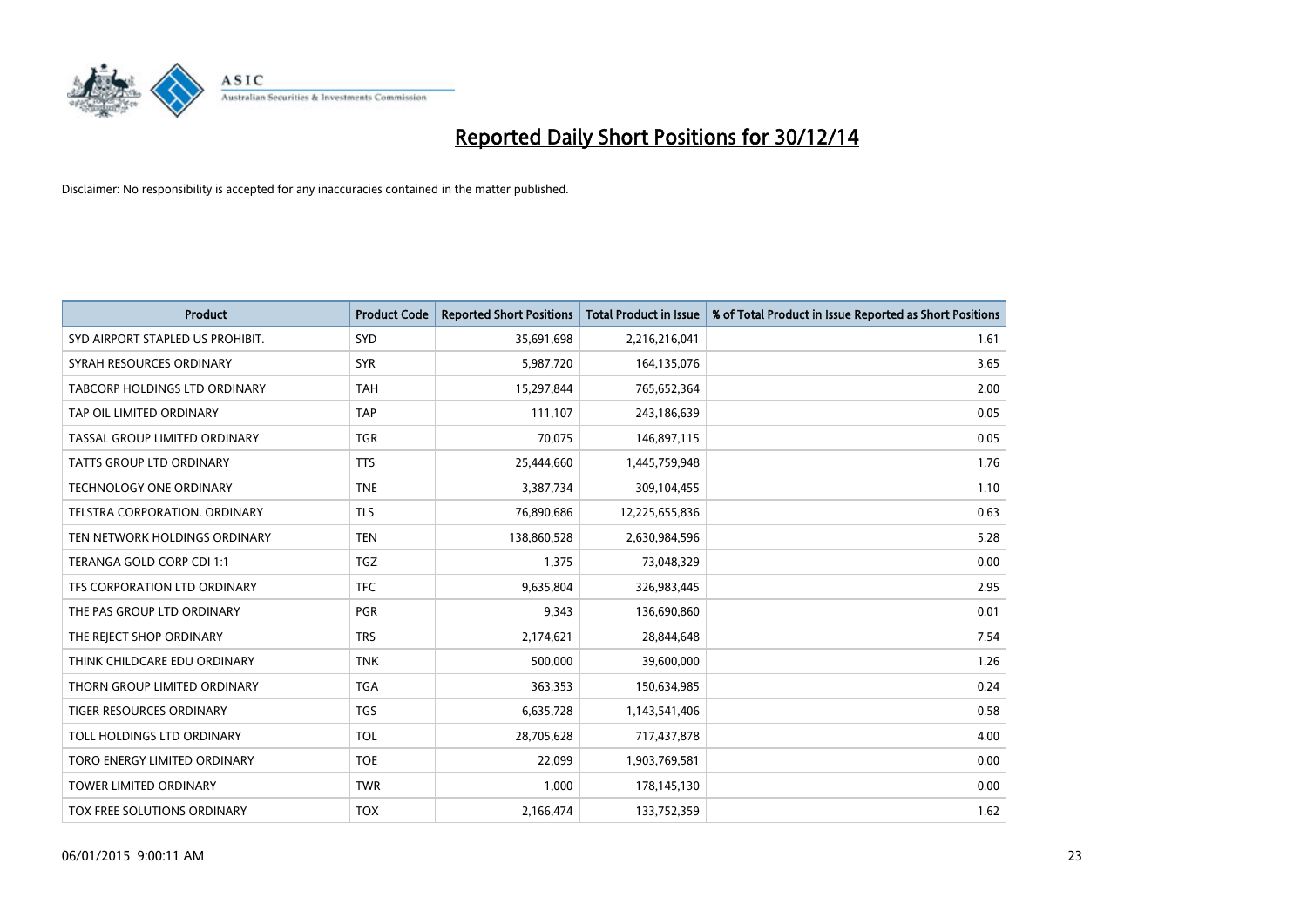# Reported Daily Short Positions for 30/12/14

Disclaimer: No responsibility is accepted for any inaccuracies contained in the matter published.

| Product | Product Code | Reported Short Positions | Total Product in Issue | % of Total Product in Issue Reported as Short Positions |
|---|---|---|---|---|
| SYD AIRPORT STAPLED US PROHIBIT. | SYD | 35,691,698 | 2,216,216,041 | 1.61 |
| SYRAH RESOURCES ORDINARY | SYR | 5,987,720 | 164,135,076 | 3.65 |
| TABCORP HOLDINGS LTD ORDINARY | TAH | 15,297,844 | 765,652,364 | 2.00 |
| TAP OIL LIMITED ORDINARY | TAP | 111,107 | 243,186,639 | 0.05 |
| TASSAL GROUP LIMITED ORDINARY | TGR | 70,075 | 146,897,115 | 0.05 |
| TATTS GROUP LTD ORDINARY | TTS | 25,444,660 | 1,445,759,948 | 1.76 |
| TECHNOLOGY ONE ORDINARY | TNE | 3,387,734 | 309,104,455 | 1.10 |
| TELSTRA CORPORATION. ORDINARY | TLS | 76,890,686 | 12,225,655,836 | 0.63 |
| TEN NETWORK HOLDINGS ORDINARY | TEN | 138,860,528 | 2,630,984,596 | 5.28 |
| TERANGA GOLD CORP CDI 1:1 | TGZ | 1,375 | 73,048,329 | 0.00 |
| TFS CORPORATION LTD ORDINARY | TFC | 9,635,804 | 326,983,445 | 2.95 |
| THE PAS GROUP LTD ORDINARY | PGR | 9,343 | 136,690,860 | 0.01 |
| THE REJECT SHOP ORDINARY | TRS | 2,174,621 | 28,844,648 | 7.54 |
| THINK CHILDCARE EDU ORDINARY | TNK | 500,000 | 39,600,000 | 1.26 |
| THORN GROUP LIMITED ORDINARY | TGA | 363,353 | 150,634,985 | 0.24 |
| TIGER RESOURCES ORDINARY | TGS | 6,635,728 | 1,143,541,406 | 0.58 |
| TOLL HOLDINGS LTD ORDINARY | TOL | 28,705,628 | 717,437,878 | 4.00 |
| TORO ENERGY LIMITED ORDINARY | TOE | 22,099 | 1,903,769,581 | 0.00 |
| TOWER LIMITED ORDINARY | TWR | 1,000 | 178,145,130 | 0.00 |
| TOX FREE SOLUTIONS ORDINARY | TOX | 2,166,474 | 133,752,359 | 1.62 |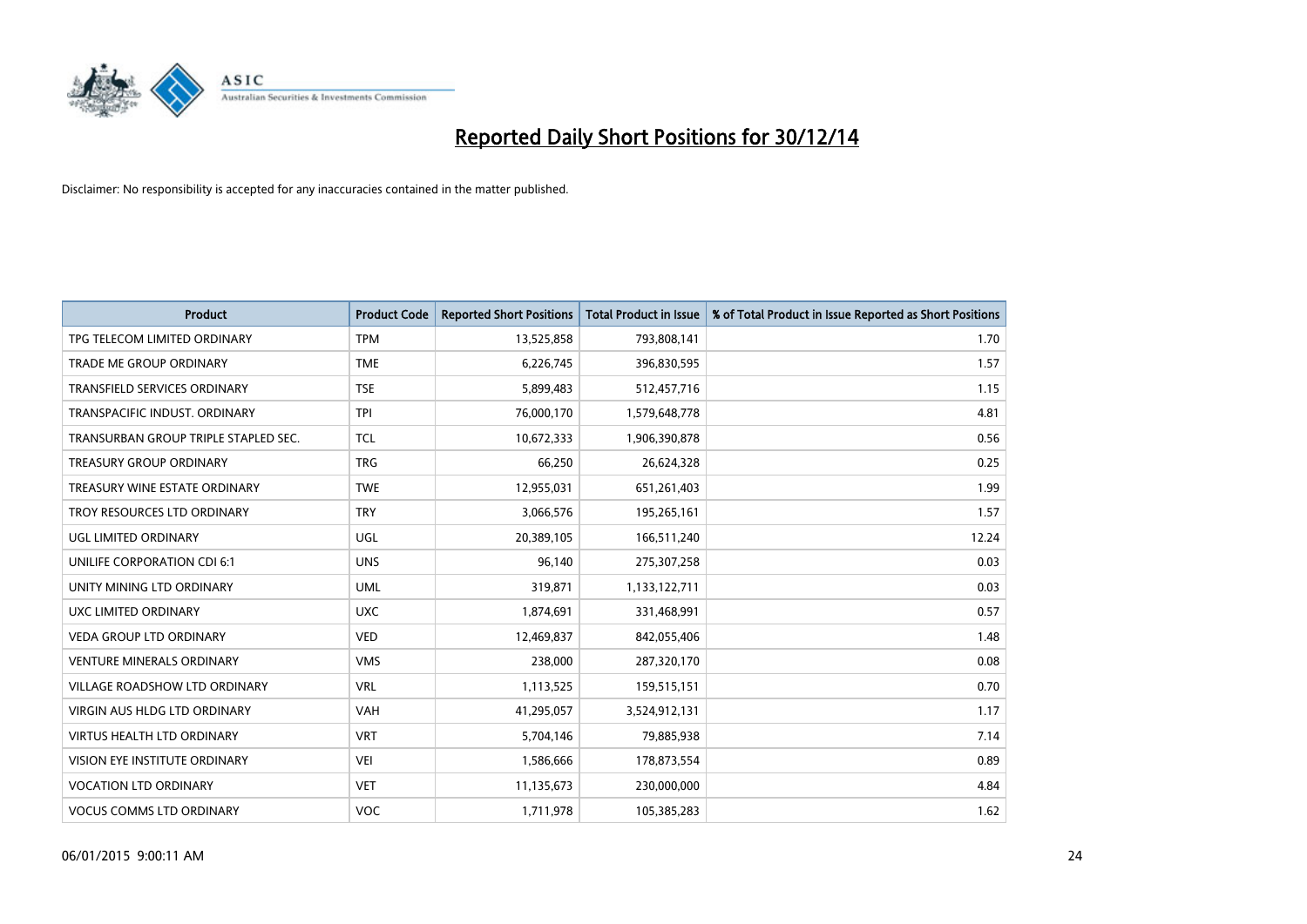# Reported Daily Short Positions for 30/12/14

Disclaimer: No responsibility is accepted for any inaccuracies contained in the matter published.

| Product | Product Code | Reported Short Positions | Total Product in Issue | % of Total Product in Issue Reported as Short Positions |
|---|---|---|---|---|
| TPG TELECOM LIMITED ORDINARY | TPM | 13,525,858 | 793,808,141 | 1.70 |
| TRADE ME GROUP ORDINARY | TME | 6,226,745 | 396,830,595 | 1.57 |
| TRANSFIELD SERVICES ORDINARY | TSE | 5,899,483 | 512,457,716 | 1.15 |
| TRANSPACIFIC INDUST. ORDINARY | TPI | 76,000,170 | 1,579,648,778 | 4.81 |
| TRANSURBAN GROUP TRIPLE STAPLED SEC. | TCL | 10,672,333 | 1,906,390,878 | 0.56 |
| TREASURY GROUP ORDINARY | TRG | 66,250 | 26,624,328 | 0.25 |
| TREASURY WINE ESTATE ORDINARY | TWE | 12,955,031 | 651,261,403 | 1.99 |
| TROY RESOURCES LTD ORDINARY | TRY | 3,066,576 | 195,265,161 | 1.57 |
| UGL LIMITED ORDINARY | UGL | 20,389,105 | 166,511,240 | 12.24 |
| UNILIFE CORPORATION CDI 6:1 | UNS | 96,140 | 275,307,258 | 0.03 |
| UNITY MINING LTD ORDINARY | UML | 319,871 | 1,133,122,711 | 0.03 |
| UXC LIMITED ORDINARY | UXC | 1,874,691 | 331,468,991 | 0.57 |
| VEDA GROUP LTD ORDINARY | VED | 12,469,837 | 842,055,406 | 1.48 |
| VENTURE MINERALS ORDINARY | VMS | 238,000 | 287,320,170 | 0.08 |
| VILLAGE ROADSHOW LTD ORDINARY | VRL | 1,113,525 | 159,515,151 | 0.70 |
| VIRGIN AUS HLDG LTD ORDINARY | VAH | 41,295,057 | 3,524,912,131 | 1.17 |
| VIRTUS HEALTH LTD ORDINARY | VRT | 5,704,146 | 79,885,938 | 7.14 |
| VISION EYE INSTITUTE ORDINARY | VEI | 1,586,666 | 178,873,554 | 0.89 |
| VOCATION LTD ORDINARY | VET | 11,135,673 | 230,000,000 | 4.84 |
| VOCUS COMMS LTD ORDINARY | VOC | 1,711,978 | 105,385,283 | 1.62 |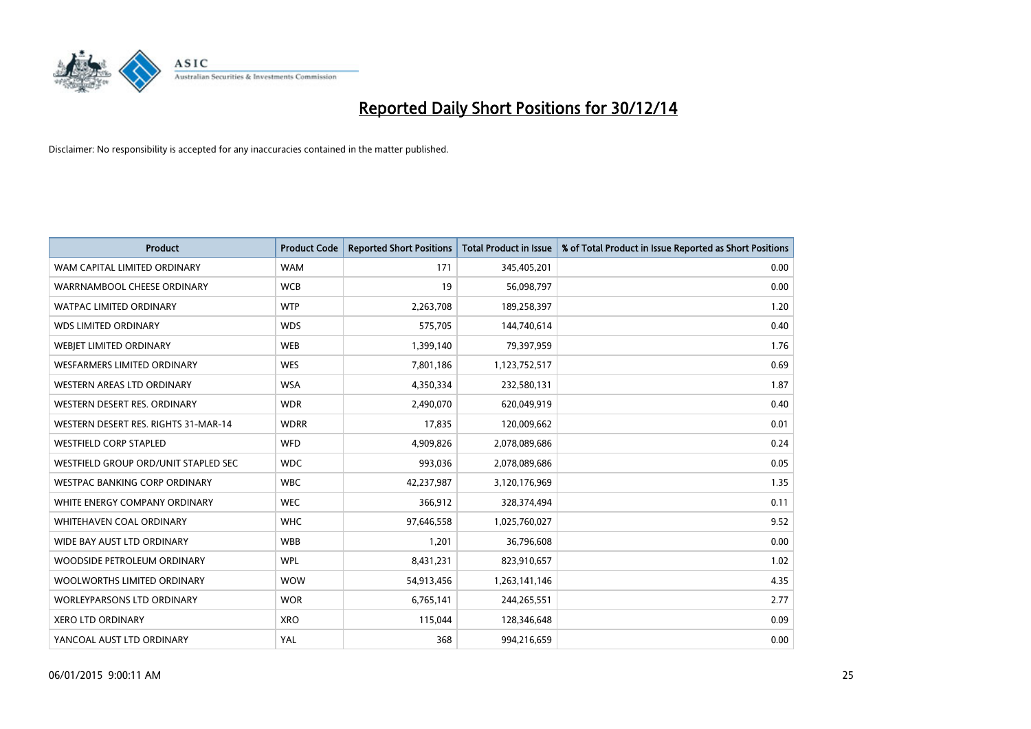# Reported Daily Short Positions for 30/12/14

Disclaimer: No responsibility is accepted for any inaccuracies contained in the matter published.

| Product | Product Code | Reported Short Positions | Total Product in Issue | % of Total Product in Issue Reported as Short Positions |
|---|---|---|---|---|
| WAM CAPITAL LIMITED ORDINARY | WAM | 171 | 345,405,201 | 0.00 |
| WARRNAMBOOL CHEESE ORDINARY | WCB | 19 | 56,098,797 | 0.00 |
| WATPAC LIMITED ORDINARY | WTP | 2,263,708 | 189,258,397 | 1.20 |
| WDS LIMITED ORDINARY | WDS | 575,705 | 144,740,614 | 0.40 |
| WEBJET LIMITED ORDINARY | WEB | 1,399,140 | 79,397,959 | 1.76 |
| WESFARMERS LIMITED ORDINARY | WES | 7,801,186 | 1,123,752,517 | 0.69 |
| WESTERN AREAS LTD ORDINARY | WSA | 4,350,334 | 232,580,131 | 1.87 |
| WESTERN DESERT RES. ORDINARY | WDR | 2,490,070 | 620,049,919 | 0.40 |
| WESTERN DESERT RES. RIGHTS 31-MAR-14 | WDRR | 17,835 | 120,009,662 | 0.01 |
| WESTFIELD CORP STAPLED | WFD | 4,909,826 | 2,078,089,686 | 0.24 |
| WESTFIELD GROUP ORD/UNIT STAPLED SEC | WDC | 993,036 | 2,078,089,686 | 0.05 |
| WESTPAC BANKING CORP ORDINARY | WBC | 42,237,987 | 3,120,176,969 | 1.35 |
| WHITE ENERGY COMPANY ORDINARY | WEC | 366,912 | 328,374,494 | 0.11 |
| WHITEHAVEN COAL ORDINARY | WHC | 97,646,558 | 1,025,760,027 | 9.52 |
| WIDE BAY AUST LTD ORDINARY | WBB | 1,201 | 36,796,608 | 0.00 |
| WOODSIDE PETROLEUM ORDINARY | WPL | 8,431,231 | 823,910,657 | 1.02 |
| WOOLWORTHS LIMITED ORDINARY | WOW | 54,913,456 | 1,263,141,146 | 4.35 |
| WORLEYPARSONS LTD ORDINARY | WOR | 6,765,141 | 244,265,551 | 2.77 |
| XERO LTD ORDINARY | XRO | 115,044 | 128,346,648 | 0.09 |
| YANCOAL AUST LTD ORDINARY | YAL | 368 | 994,216,659 | 0.00 |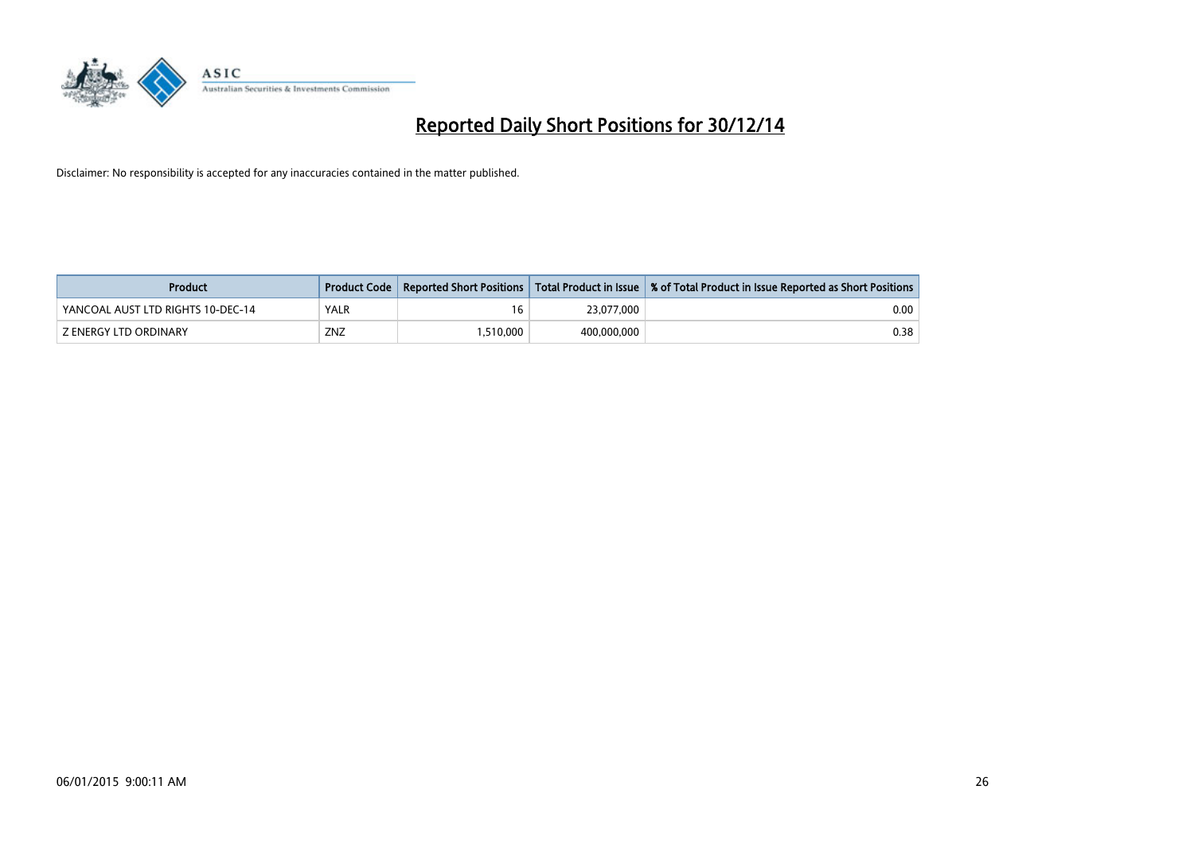# Reported Daily Short Positions for 30/12/14

Disclaimer: No responsibility is accepted for any inaccuracies contained in the matter published.

| Product | Product Code | Reported Short Positions | Total Product in Issue | % of Total Product in Issue Reported as Short Positions |
|---|---|---|---|---|
| YANCOAL AUST LTD RIGHTS 10-DEC-14 | YALR | 16 | 23,077,000 | 0.00 |
| Z ENERGY LTD ORDINARY | ZNZ | 1,510,000 | 400,000,000 | 0.38 |